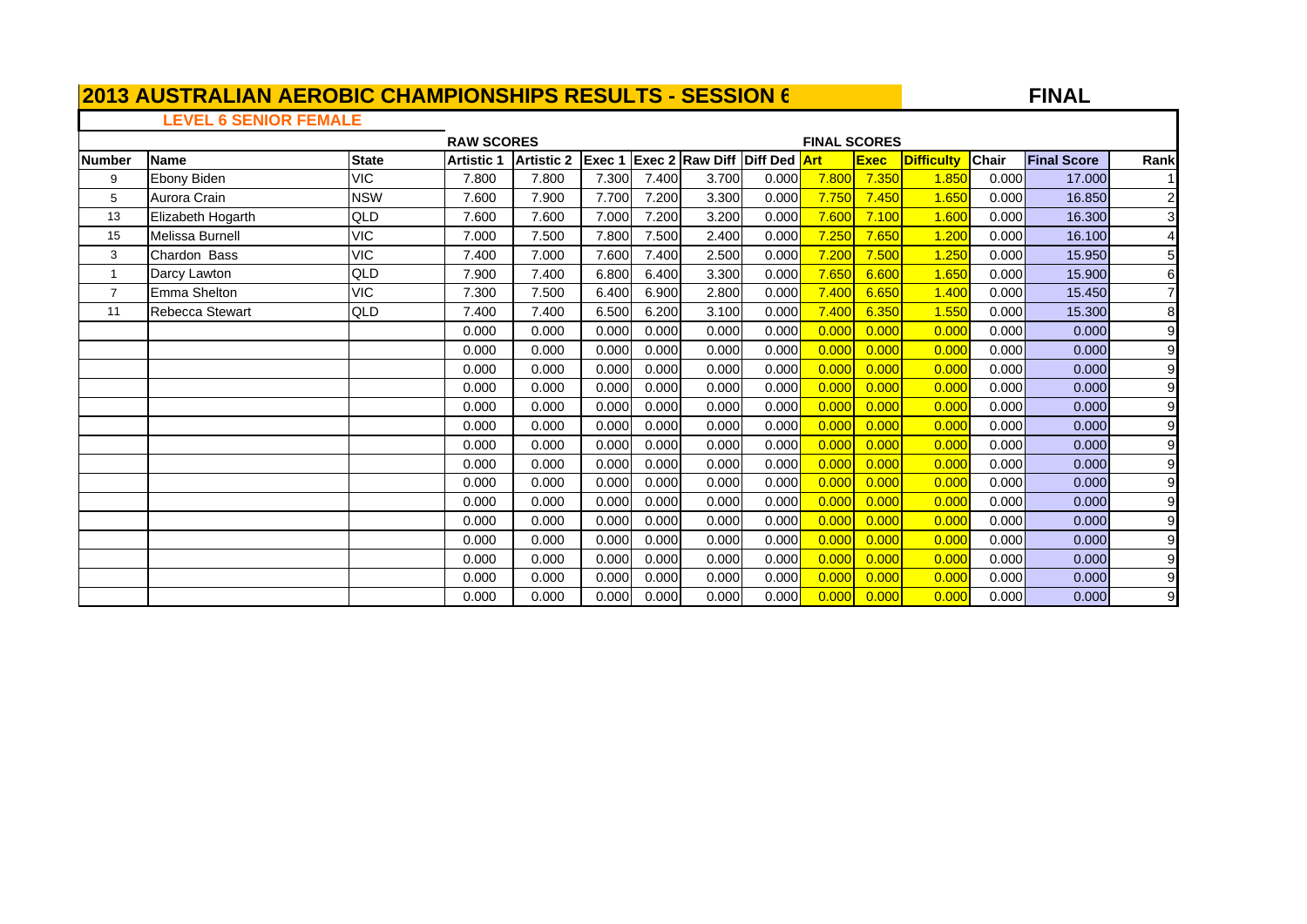# 2013 AUSTRALIAN AEROBIC CHAMPIONSHIPS RESULTS - SESSION 6

**FINAL**

## LEVEL 6 SENIOR FEMALE

| | | | RAW SCORES | | | | | | FINAL SCORES | | | | | |
|---|---|---|---|---|---|---|---|---|---|---|---|---|---|---|
| **Number** | **Name** | **State** | **Artistic 1** | **Artistic 2** | **Exec 1** | **Exec 2** | **Raw Diff** | **Diff Ded** | **Art** | **Exec** | **Difficulty** | **Chair** | **Final Score** | **Rank** |
| 9 | Ebony Biden | VIC | 7.800 | 7.800 | 7.300 | 7.400 | 3.700 | 0.000 | 7.800 | 7.350 | 1.850 | 0.000 | 17.000 | 1 |
| 5 | Aurora Crain | NSW | 7.600 | 7.900 | 7.700 | 7.200 | 3.300 | 0.000 | 7.750 | 7.450 | 1.650 | 0.000 | 16.850 | 2 |
| 13 | Elizabeth Hogarth | QLD | 7.600 | 7.600 | 7.000 | 7.200 | 3.200 | 0.000 | 7.600 | 7.100 | 1.600 | 0.000 | 16.300 | 3 |
| 15 | Melissa Burnell | VIC | 7.000 | 7.500 | 7.800 | 7.500 | 2.400 | 0.000 | 7.250 | 7.650 | 1.200 | 0.000 | 16.100 | 4 |
| 3 | Chardon Bass | VIC | 7.400 | 7.000 | 7.600 | 7.400 | 2.500 | 0.000 | 7.200 | 7.500 | 1.250 | 0.000 | 15.950 | 5 |
| 1 | Darcy Lawton | QLD | 7.900 | 7.400 | 6.800 | 6.400 | 3.300 | 0.000 | 7.650 | 6.600 | 1.650 | 0.000 | 15.900 | 6 |
| 7 | Emma Shelton | VIC | 7.300 | 7.500 | 6.400 | 6.900 | 2.800 | 0.000 | 7.400 | 6.650 | 1.400 | 0.000 | 15.450 | 7 |
| 11 | Rebecca Stewart | QLD | 7.400 | 7.400 | 6.500 | 6.200 | 3.100 | 0.000 | 7.400 | 6.350 | 1.550 | 0.000 | 15.300 | 8 |
| | | | 0.000 | 0.000 | 0.000 | 0.000 | 0.000 | 0.000 | 0.000 | 0.000 | 0.000 | 0.000 | 0.000 | 9 |
| | | | 0.000 | 0.000 | 0.000 | 0.000 | 0.000 | 0.000 | 0.000 | 0.000 | 0.000 | 0.000 | 0.000 | 9 |
| | | | 0.000 | 0.000 | 0.000 | 0.000 | 0.000 | 0.000 | 0.000 | 0.000 | 0.000 | 0.000 | 0.000 | 9 |
| | | | 0.000 | 0.000 | 0.000 | 0.000 | 0.000 | 0.000 | 0.000 | 0.000 | 0.000 | 0.000 | 0.000 | 9 |
| | | | 0.000 | 0.000 | 0.000 | 0.000 | 0.000 | 0.000 | 0.000 | 0.000 | 0.000 | 0.000 | 0.000 | 9 |
| | | | 0.000 | 0.000 | 0.000 | 0.000 | 0.000 | 0.000 | 0.000 | 0.000 | 0.000 | 0.000 | 0.000 | 9 |
| | | | 0.000 | 0.000 | 0.000 | 0.000 | 0.000 | 0.000 | 0.000 | 0.000 | 0.000 | 0.000 | 0.000 | 9 |
| | | | 0.000 | 0.000 | 0.000 | 0.000 | 0.000 | 0.000 | 0.000 | 0.000 | 0.000 | 0.000 | 0.000 | 9 |
| | | | 0.000 | 0.000 | 0.000 | 0.000 | 0.000 | 0.000 | 0.000 | 0.000 | 0.000 | 0.000 | 0.000 | 9 |
| | | | 0.000 | 0.000 | 0.000 | 0.000 | 0.000 | 0.000 | 0.000 | 0.000 | 0.000 | 0.000 | 0.000 | 9 |
| | | | 0.000 | 0.000 | 0.000 | 0.000 | 0.000 | 0.000 | 0.000 | 0.000 | 0.000 | 0.000 | 0.000 | 9 |
| | | | 0.000 | 0.000 | 0.000 | 0.000 | 0.000 | 0.000 | 0.000 | 0.000 | 0.000 | 0.000 | 0.000 | 9 |
| | | | 0.000 | 0.000 | 0.000 | 0.000 | 0.000 | 0.000 | 0.000 | 0.000 | 0.000 | 0.000 | 0.000 | 9 |
| | | | 0.000 | 0.000 | 0.000 | 0.000 | 0.000 | 0.000 | 0.000 | 0.000 | 0.000 | 0.000 | 0.000 | 9 |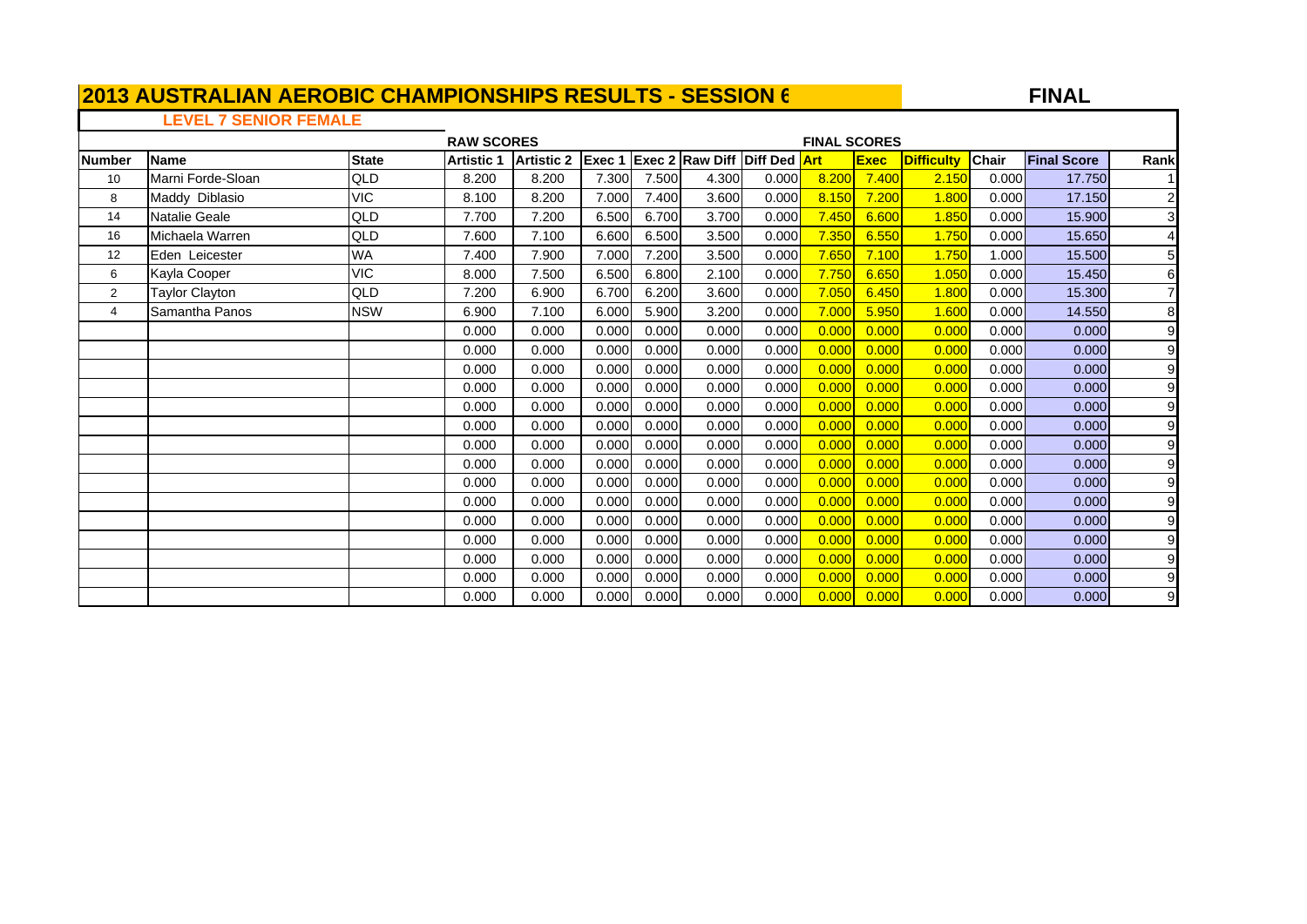# 2013 AUSTRALIAN AEROBIC CHAMPIONSHIPS RESULTS - SESSION 6

**FINAL**

## LEVEL 7 SENIOR FEMALE

| | | | RAW SCORES | | | | | | FINAL SCORES | | | | | |
|---|---|---|---|---|---|---|---|---|---|---|---|---|---|---|
| Number | Name | State | Artistic 1 | Artistic 2 | Exec 1 | Exec 2 | Raw Diff | Diff Ded | Art | Exec | Difficulty | Chair | Final Score | Rank |
| 10 | Marni Forde-Sloan | QLD | 8.200 | 8.200 | 7.300 | 7.500 | 4.300 | 0.000 | 8.200 | 7.400 | 2.150 | 0.000 | 17.750 | 1 |
| 8 | Maddy Diblasio | VIC | 8.100 | 8.200 | 7.000 | 7.400 | 3.600 | 0.000 | 8.150 | 7.200 | 1.800 | 0.000 | 17.150 | 2 |
| 14 | Natalie Geale | QLD | 7.700 | 7.200 | 6.500 | 6.700 | 3.700 | 0.000 | 7.450 | 6.600 | 1.850 | 0.000 | 15.900 | 3 |
| 16 | Michaela Warren | QLD | 7.600 | 7.100 | 6.600 | 6.500 | 3.500 | 0.000 | 7.350 | 6.550 | 1.750 | 0.000 | 15.650 | 4 |
| 12 | Eden Leicester | WA | 7.400 | 7.900 | 7.000 | 7.200 | 3.500 | 0.000 | 7.650 | 7.100 | 1.750 | 1.000 | 15.500 | 5 |
| 6 | Kayla Cooper | VIC | 8.000 | 7.500 | 6.500 | 6.800 | 2.100 | 0.000 | 7.750 | 6.650 | 1.050 | 0.000 | 15.450 | 6 |
| 2 | Taylor Clayton | QLD | 7.200 | 6.900 | 6.700 | 6.200 | 3.600 | 0.000 | 7.050 | 6.450 | 1.800 | 0.000 | 15.300 | 7 |
| 4 | Samantha Panos | NSW | 6.900 | 7.100 | 6.000 | 5.900 | 3.200 | 0.000 | 7.000 | 5.950 | 1.600 | 0.000 | 14.550 | 8 |
| | | | 0.000 | 0.000 | 0.000 | 0.000 | 0.000 | 0.000 | 0.000 | 0.000 | 0.000 | 0.000 | 0.000 | 9 |
| | | | 0.000 | 0.000 | 0.000 | 0.000 | 0.000 | 0.000 | 0.000 | 0.000 | 0.000 | 0.000 | 0.000 | 9 |
| | | | 0.000 | 0.000 | 0.000 | 0.000 | 0.000 | 0.000 | 0.000 | 0.000 | 0.000 | 0.000 | 0.000 | 9 |
| | | | 0.000 | 0.000 | 0.000 | 0.000 | 0.000 | 0.000 | 0.000 | 0.000 | 0.000 | 0.000 | 0.000 | 9 |
| | | | 0.000 | 0.000 | 0.000 | 0.000 | 0.000 | 0.000 | 0.000 | 0.000 | 0.000 | 0.000 | 0.000 | 9 |
| | | | 0.000 | 0.000 | 0.000 | 0.000 | 0.000 | 0.000 | 0.000 | 0.000 | 0.000 | 0.000 | 0.000 | 9 |
| | | | 0.000 | 0.000 | 0.000 | 0.000 | 0.000 | 0.000 | 0.000 | 0.000 | 0.000 | 0.000 | 0.000 | 9 |
| | | | 0.000 | 0.000 | 0.000 | 0.000 | 0.000 | 0.000 | 0.000 | 0.000 | 0.000 | 0.000 | 0.000 | 9 |
| | | | 0.000 | 0.000 | 0.000 | 0.000 | 0.000 | 0.000 | 0.000 | 0.000 | 0.000 | 0.000 | 0.000 | 9 |
| | | | 0.000 | 0.000 | 0.000 | 0.000 | 0.000 | 0.000 | 0.000 | 0.000 | 0.000 | 0.000 | 0.000 | 9 |
| | | | 0.000 | 0.000 | 0.000 | 0.000 | 0.000 | 0.000 | 0.000 | 0.000 | 0.000 | 0.000 | 0.000 | 9 |
| | | | 0.000 | 0.000 | 0.000 | 0.000 | 0.000 | 0.000 | 0.000 | 0.000 | 0.000 | 0.000 | 0.000 | 9 |
| | | | 0.000 | 0.000 | 0.000 | 0.000 | 0.000 | 0.000 | 0.000 | 0.000 | 0.000 | 0.000 | 0.000 | 9 |
| | | | 0.000 | 0.000 | 0.000 | 0.000 | 0.000 | 0.000 | 0.000 | 0.000 | 0.000 | 0.000 | 0.000 | 9 |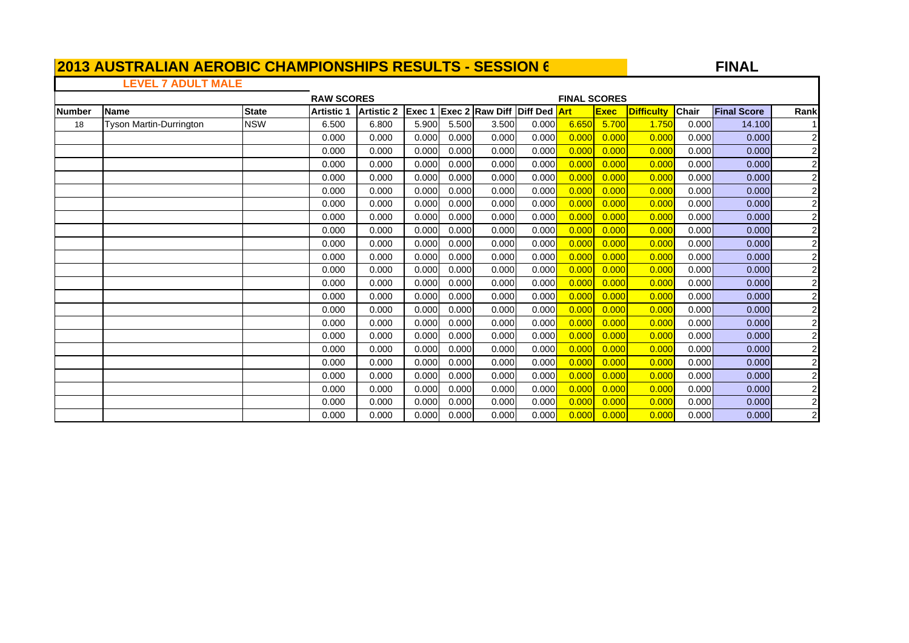# 2013 AUSTRALIAN AEROBIC CHAMPIONSHIPS RESULTS - SESSION 6

**FINAL**

## LEVEL 7 ADULT MALE

| | | | RAW SCORES | | | | | | FINAL SCORES | | | | | |
|---|---|---|---|---|---|---|---|---|---|---|---|---|---|---|
| **Number** | **Name** | **State** | **Artistic 1** | **Artistic 2** | **Exec 1** | **Exec 2** | **Raw Diff** | **Diff Ded** | **Art** | **Exec** | **Difficulty** | **Chair** | **Final Score** | **Rank** |
| 18 | Tyson Martin-Durrington | NSW | 6.500 | 6.800 | 5.900 | 5.500 | 3.500 | 0.000 | 6.650 | 5.700 | 1.750 | 0.000 | 14.100 | 1 |
| | | | 0.000 | 0.000 | 0.000 | 0.000 | 0.000 | 0.000 | 0.000 | 0.000 | 0.000 | 0.000 | 0.000 | 2 |
| | | | 0.000 | 0.000 | 0.000 | 0.000 | 0.000 | 0.000 | 0.000 | 0.000 | 0.000 | 0.000 | 0.000 | 2 |
| | | | 0.000 | 0.000 | 0.000 | 0.000 | 0.000 | 0.000 | 0.000 | 0.000 | 0.000 | 0.000 | 0.000 | 2 |
| | | | 0.000 | 0.000 | 0.000 | 0.000 | 0.000 | 0.000 | 0.000 | 0.000 | 0.000 | 0.000 | 0.000 | 2 |
| | | | 0.000 | 0.000 | 0.000 | 0.000 | 0.000 | 0.000 | 0.000 | 0.000 | 0.000 | 0.000 | 0.000 | 2 |
| | | | 0.000 | 0.000 | 0.000 | 0.000 | 0.000 | 0.000 | 0.000 | 0.000 | 0.000 | 0.000 | 0.000 | 2 |
| | | | 0.000 | 0.000 | 0.000 | 0.000 | 0.000 | 0.000 | 0.000 | 0.000 | 0.000 | 0.000 | 0.000 | 2 |
| | | | 0.000 | 0.000 | 0.000 | 0.000 | 0.000 | 0.000 | 0.000 | 0.000 | 0.000 | 0.000 | 0.000 | 2 |
| | | | 0.000 | 0.000 | 0.000 | 0.000 | 0.000 | 0.000 | 0.000 | 0.000 | 0.000 | 0.000 | 0.000 | 2 |
| | | | 0.000 | 0.000 | 0.000 | 0.000 | 0.000 | 0.000 | 0.000 | 0.000 | 0.000 | 0.000 | 0.000 | 2 |
| | | | 0.000 | 0.000 | 0.000 | 0.000 | 0.000 | 0.000 | 0.000 | 0.000 | 0.000 | 0.000 | 0.000 | 2 |
| | | | 0.000 | 0.000 | 0.000 | 0.000 | 0.000 | 0.000 | 0.000 | 0.000 | 0.000 | 0.000 | 0.000 | 2 |
| | | | 0.000 | 0.000 | 0.000 | 0.000 | 0.000 | 0.000 | 0.000 | 0.000 | 0.000 | 0.000 | 0.000 | 2 |
| | | | 0.000 | 0.000 | 0.000 | 0.000 | 0.000 | 0.000 | 0.000 | 0.000 | 0.000 | 0.000 | 0.000 | 2 |
| | | | 0.000 | 0.000 | 0.000 | 0.000 | 0.000 | 0.000 | 0.000 | 0.000 | 0.000 | 0.000 | 0.000 | 2 |
| | | | 0.000 | 0.000 | 0.000 | 0.000 | 0.000 | 0.000 | 0.000 | 0.000 | 0.000 | 0.000 | 0.000 | 2 |
| | | | 0.000 | 0.000 | 0.000 | 0.000 | 0.000 | 0.000 | 0.000 | 0.000 | 0.000 | 0.000 | 0.000 | 2 |
| | | | 0.000 | 0.000 | 0.000 | 0.000 | 0.000 | 0.000 | 0.000 | 0.000 | 0.000 | 0.000 | 0.000 | 2 |
| | | | 0.000 | 0.000 | 0.000 | 0.000 | 0.000 | 0.000 | 0.000 | 0.000 | 0.000 | 0.000 | 0.000 | 2 |
| | | | 0.000 | 0.000 | 0.000 | 0.000 | 0.000 | 0.000 | 0.000 | 0.000 | 0.000 | 0.000 | 0.000 | 2 |
| | | | 0.000 | 0.000 | 0.000 | 0.000 | 0.000 | 0.000 | 0.000 | 0.000 | 0.000 | 0.000 | 0.000 | 2 |
| | | | 0.000 | 0.000 | 0.000 | 0.000 | 0.000 | 0.000 | 0.000 | 0.000 | 0.000 | 0.000 | 0.000 | 2 |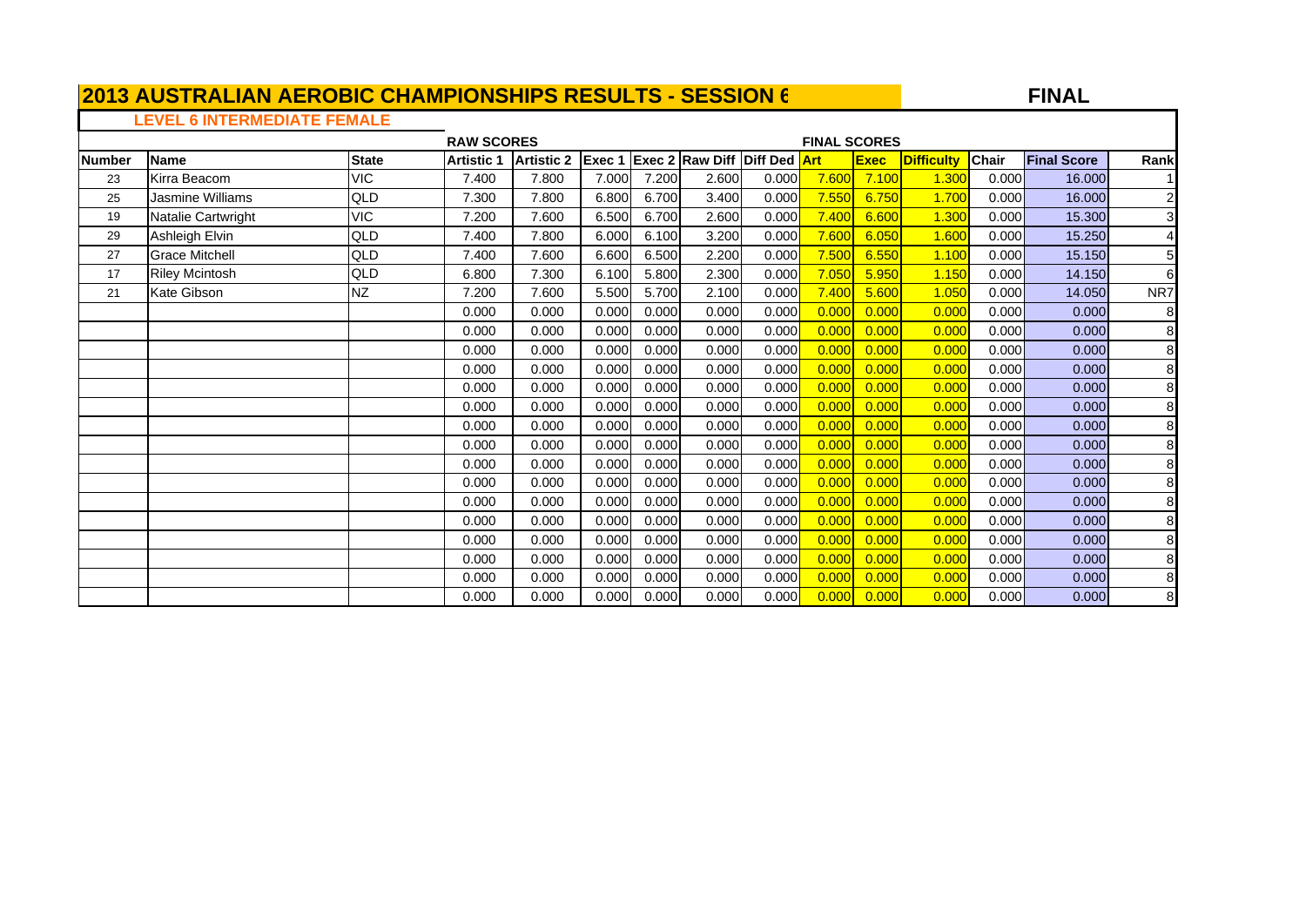# 2013 AUSTRALIAN AEROBIC CHAMPIONSHIPS RESULTS - SESSION 6

**FINAL**

## LEVEL 6 INTERMEDIATE FEMALE

| | | | RAW SCORES | | | | | | FINAL SCORES | | | | | |
|---|---|---|---|---|---|---|---|---|---|---|---|---|---|---|
| Number | Name | State | Artistic 1 | Artistic 2 | Exec 1 | Exec 2 | Raw Diff | Diff Ded | Art | Exec | Difficulty | Chair | Final Score | Rank |
| 23 | Kirra Beacom | VIC | 7.400 | 7.800 | 7.000 | 7.200 | 2.600 | 0.000 | 7.600 | 7.100 | 1.300 | 0.000 | 16.000 | 1 |
| 25 | Jasmine Williams | QLD | 7.300 | 7.800 | 6.800 | 6.700 | 3.400 | 0.000 | 7.550 | 6.750 | 1.700 | 0.000 | 16.000 | 2 |
| 19 | Natalie Cartwright | VIC | 7.200 | 7.600 | 6.500 | 6.700 | 2.600 | 0.000 | 7.400 | 6.600 | 1.300 | 0.000 | 15.300 | 3 |
| 29 | Ashleigh Elvin | QLD | 7.400 | 7.800 | 6.000 | 6.100 | 3.200 | 0.000 | 7.600 | 6.050 | 1.600 | 0.000 | 15.250 | 4 |
| 27 | Grace Mitchell | QLD | 7.400 | 7.600 | 6.600 | 6.500 | 2.200 | 0.000 | 7.500 | 6.550 | 1.100 | 0.000 | 15.150 | 5 |
| 17 | Riley Mcintosh | QLD | 6.800 | 7.300 | 6.100 | 5.800 | 2.300 | 0.000 | 7.050 | 5.950 | 1.150 | 0.000 | 14.150 | 6 |
| 21 | Kate Gibson | NZ | 7.200 | 7.600 | 5.500 | 5.700 | 2.100 | 0.000 | 7.400 | 5.600 | 1.050 | 0.000 | 14.050 | NR7 |
| | | | 0.000 | 0.000 | 0.000 | 0.000 | 0.000 | 0.000 | 0.000 | 0.000 | 0.000 | 0.000 | 0.000 | 8 |
| | | | 0.000 | 0.000 | 0.000 | 0.000 | 0.000 | 0.000 | 0.000 | 0.000 | 0.000 | 0.000 | 0.000 | 8 |
| | | | 0.000 | 0.000 | 0.000 | 0.000 | 0.000 | 0.000 | 0.000 | 0.000 | 0.000 | 0.000 | 0.000 | 8 |
| | | | 0.000 | 0.000 | 0.000 | 0.000 | 0.000 | 0.000 | 0.000 | 0.000 | 0.000 | 0.000 | 0.000 | 8 |
| | | | 0.000 | 0.000 | 0.000 | 0.000 | 0.000 | 0.000 | 0.000 | 0.000 | 0.000 | 0.000 | 0.000 | 8 |
| | | | 0.000 | 0.000 | 0.000 | 0.000 | 0.000 | 0.000 | 0.000 | 0.000 | 0.000 | 0.000 | 0.000 | 8 |
| | | | 0.000 | 0.000 | 0.000 | 0.000 | 0.000 | 0.000 | 0.000 | 0.000 | 0.000 | 0.000 | 0.000 | 8 |
| | | | 0.000 | 0.000 | 0.000 | 0.000 | 0.000 | 0.000 | 0.000 | 0.000 | 0.000 | 0.000 | 0.000 | 8 |
| | | | 0.000 | 0.000 | 0.000 | 0.000 | 0.000 | 0.000 | 0.000 | 0.000 | 0.000 | 0.000 | 0.000 | 8 |
| | | | 0.000 | 0.000 | 0.000 | 0.000 | 0.000 | 0.000 | 0.000 | 0.000 | 0.000 | 0.000 | 0.000 | 8 |
| | | | 0.000 | 0.000 | 0.000 | 0.000 | 0.000 | 0.000 | 0.000 | 0.000 | 0.000 | 0.000 | 0.000 | 8 |
| | | | 0.000 | 0.000 | 0.000 | 0.000 | 0.000 | 0.000 | 0.000 | 0.000 | 0.000 | 0.000 | 0.000 | 8 |
| | | | 0.000 | 0.000 | 0.000 | 0.000 | 0.000 | 0.000 | 0.000 | 0.000 | 0.000 | 0.000 | 0.000 | 8 |
| | | | 0.000 | 0.000 | 0.000 | 0.000 | 0.000 | 0.000 | 0.000 | 0.000 | 0.000 | 0.000 | 0.000 | 8 |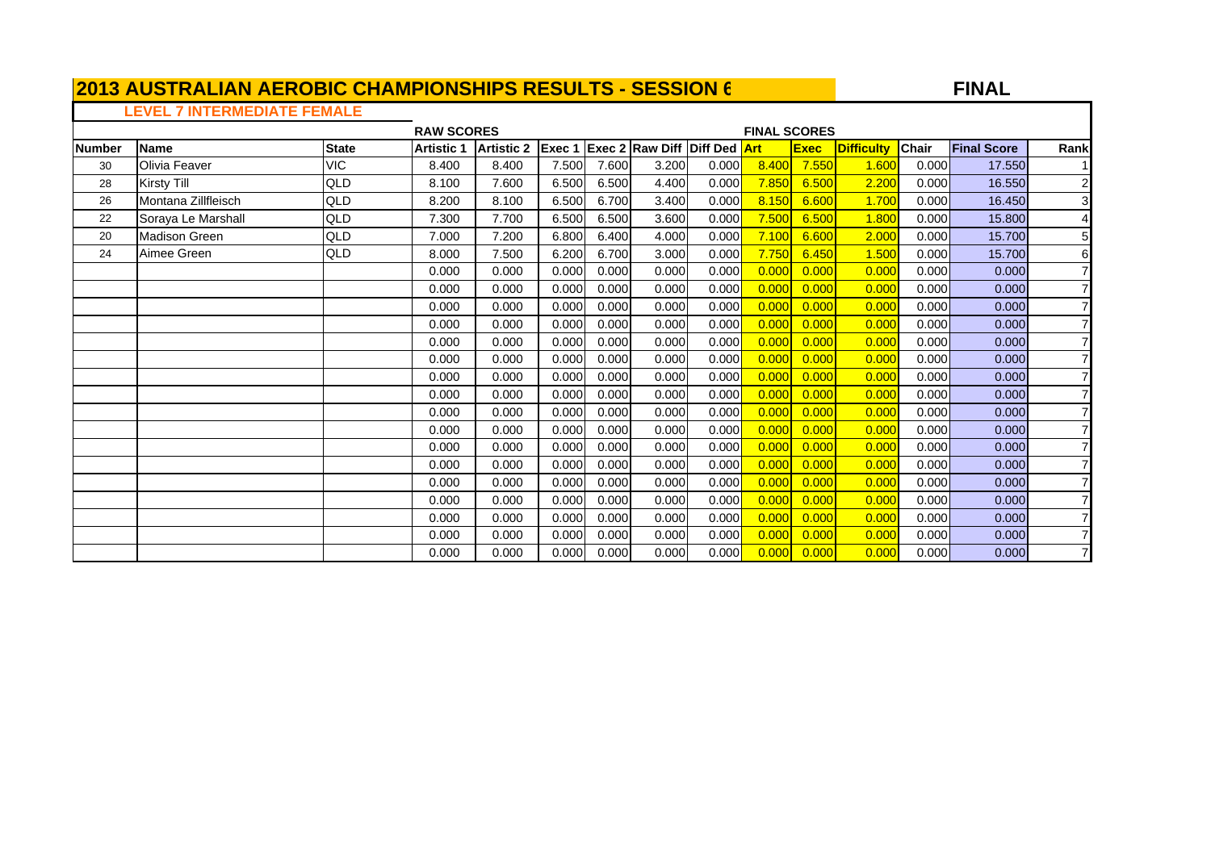# 2013 AUSTRALIAN AEROBIC CHAMPIONSHIPS RESULTS - SESSION 6

**FINAL**

## LEVEL 7 INTERMEDIATE FEMALE

| | | | RAW SCORES | | | | | | FINAL SCORES | | | | | |
|---|---|---|---|---|---|---|---|---|---|---|---|---|---|---|
| Number | Name | State | Artistic 1 | Artistic 2 | Exec 1 | Exec 2 | Raw Diff | Diff Ded | Art | Exec | Difficulty | Chair | Final Score | Rank |
| 30 | Olivia Feaver | VIC | 8.400 | 8.400 | 7.500 | 7.600 | 3.200 | 0.000 | 8.400 | 7.550 | 1.600 | 0.000 | 17.550 | 1 |
| 28 | Kirsty Till | QLD | 8.100 | 7.600 | 6.500 | 6.500 | 4.400 | 0.000 | 7.850 | 6.500 | 2.200 | 0.000 | 16.550 | 2 |
| 26 | Montana Zillfleisch | QLD | 8.200 | 8.100 | 6.500 | 6.700 | 3.400 | 0.000 | 8.150 | 6.600 | 1.700 | 0.000 | 16.450 | 3 |
| 22 | Soraya Le Marshall | QLD | 7.300 | 7.700 | 6.500 | 6.500 | 3.600 | 0.000 | 7.500 | 6.500 | 1.800 | 0.000 | 15.800 | 4 |
| 20 | Madison Green | QLD | 7.000 | 7.200 | 6.800 | 6.400 | 4.000 | 0.000 | 7.100 | 6.600 | 2.000 | 0.000 | 15.700 | 5 |
| 24 | Aimee Green | QLD | 8.000 | 7.500 | 6.200 | 6.700 | 3.000 | 0.000 | 7.750 | 6.450 | 1.500 | 0.000 | 15.700 | 6 |
| | | | 0.000 | 0.000 | 0.000 | 0.000 | 0.000 | 0.000 | 0.000 | 0.000 | 0.000 | 0.000 | 0.000 | 7 |
| | | | 0.000 | 0.000 | 0.000 | 0.000 | 0.000 | 0.000 | 0.000 | 0.000 | 0.000 | 0.000 | 0.000 | 7 |
| | | | 0.000 | 0.000 | 0.000 | 0.000 | 0.000 | 0.000 | 0.000 | 0.000 | 0.000 | 0.000 | 0.000 | 7 |
| | | | 0.000 | 0.000 | 0.000 | 0.000 | 0.000 | 0.000 | 0.000 | 0.000 | 0.000 | 0.000 | 0.000 | 7 |
| | | | 0.000 | 0.000 | 0.000 | 0.000 | 0.000 | 0.000 | 0.000 | 0.000 | 0.000 | 0.000 | 0.000 | 7 |
| | | | 0.000 | 0.000 | 0.000 | 0.000 | 0.000 | 0.000 | 0.000 | 0.000 | 0.000 | 0.000 | 0.000 | 7 |
| | | | 0.000 | 0.000 | 0.000 | 0.000 | 0.000 | 0.000 | 0.000 | 0.000 | 0.000 | 0.000 | 0.000 | 7 |
| | | | 0.000 | 0.000 | 0.000 | 0.000 | 0.000 | 0.000 | 0.000 | 0.000 | 0.000 | 0.000 | 0.000 | 7 |
| | | | 0.000 | 0.000 | 0.000 | 0.000 | 0.000 | 0.000 | 0.000 | 0.000 | 0.000 | 0.000 | 0.000 | 7 |
| | | | 0.000 | 0.000 | 0.000 | 0.000 | 0.000 | 0.000 | 0.000 | 0.000 | 0.000 | 0.000 | 0.000 | 7 |
| | | | 0.000 | 0.000 | 0.000 | 0.000 | 0.000 | 0.000 | 0.000 | 0.000 | 0.000 | 0.000 | 0.000 | 7 |
| | | | 0.000 | 0.000 | 0.000 | 0.000 | 0.000 | 0.000 | 0.000 | 0.000 | 0.000 | 0.000 | 0.000 | 7 |
| | | | 0.000 | 0.000 | 0.000 | 0.000 | 0.000 | 0.000 | 0.000 | 0.000 | 0.000 | 0.000 | 0.000 | 7 |
| | | | 0.000 | 0.000 | 0.000 | 0.000 | 0.000 | 0.000 | 0.000 | 0.000 | 0.000 | 0.000 | 0.000 | 7 |
| | | | 0.000 | 0.000 | 0.000 | 0.000 | 0.000 | 0.000 | 0.000 | 0.000 | 0.000 | 0.000 | 0.000 | 7 |
| | | | 0.000 | 0.000 | 0.000 | 0.000 | 0.000 | 0.000 | 0.000 | 0.000 | 0.000 | 0.000 | 0.000 | 7 |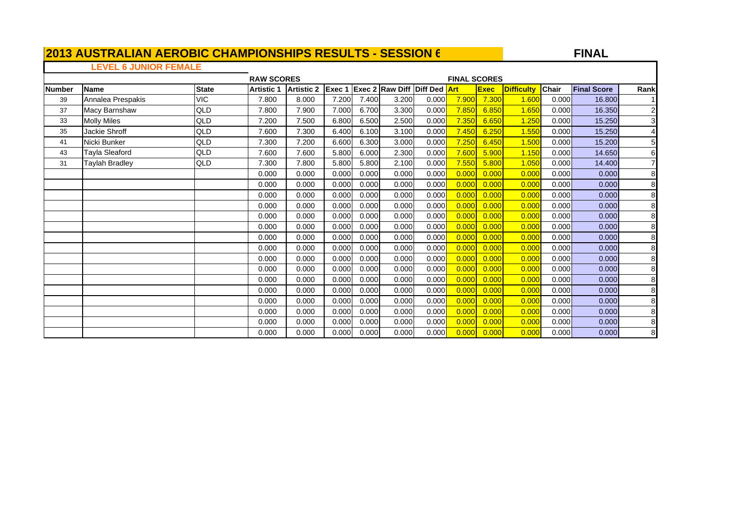# 2013 AUSTRALIAN AEROBIC CHAMPIONSHIPS RESULTS - SESSION 6

**FINAL**

## LEVEL 6 JUNIOR FEMALE

| | | | RAW SCORES | | | | | | FINAL SCORES | | | | | |
|---|---|---|---|---|---|---|---|---|---|---|---|---|---|---|
| **Number** | **Name** | **State** | **Artistic 1** | **Artistic 2** | **Exec 1** | **Exec 2** | **Raw Diff** | **Diff Ded** | **Art** | **Exec** | **Difficulty** | **Chair** | **Final Score** | **Rank** |
| 39 | Annalea Prespakis | VIC | 7.800 | 8.000 | 7.200 | 7.400 | 3.200 | 0.000 | 7.900 | 7.300 | 1.600 | 0.000 | 16.800 | 1 |
| 37 | Macy Barnshaw | QLD | 7.800 | 7.900 | 7.000 | 6.700 | 3.300 | 0.000 | 7.850 | 6.850 | 1.650 | 0.000 | 16.350 | 2 |
| 33 | Molly Miles | QLD | 7.200 | 7.500 | 6.800 | 6.500 | 2.500 | 0.000 | 7.350 | 6.650 | 1.250 | 0.000 | 15.250 | 3 |
| 35 | Jackie Shroff | QLD | 7.600 | 7.300 | 6.400 | 6.100 | 3.100 | 0.000 | 7.450 | 6.250 | 1.550 | 0.000 | 15.250 | 4 |
| 41 | Nicki Bunker | QLD | 7.300 | 7.200 | 6.600 | 6.300 | 3.000 | 0.000 | 7.250 | 6.450 | 1.500 | 0.000 | 15.200 | 5 |
| 43 | Tayla Sleaford | QLD | 7.600 | 7.600 | 5.800 | 6.000 | 2.300 | 0.000 | 7.600 | 5.900 | 1.150 | 0.000 | 14.650 | 6 |
| 31 | Taylah Bradley | QLD | 7.300 | 7.800 | 5.800 | 5.800 | 2.100 | 0.000 | 7.550 | 5.800 | 1.050 | 0.000 | 14.400 | 7 |
| | | | 0.000 | 0.000 | 0.000 | 0.000 | 0.000 | 0.000 | 0.000 | 0.000 | 0.000 | 0.000 | 0.000 | 8 |
| | | | 0.000 | 0.000 | 0.000 | 0.000 | 0.000 | 0.000 | 0.000 | 0.000 | 0.000 | 0.000 | 0.000 | 8 |
| | | | 0.000 | 0.000 | 0.000 | 0.000 | 0.000 | 0.000 | 0.000 | 0.000 | 0.000 | 0.000 | 0.000 | 8 |
| | | | 0.000 | 0.000 | 0.000 | 0.000 | 0.000 | 0.000 | 0.000 | 0.000 | 0.000 | 0.000 | 0.000 | 8 |
| | | | 0.000 | 0.000 | 0.000 | 0.000 | 0.000 | 0.000 | 0.000 | 0.000 | 0.000 | 0.000 | 0.000 | 8 |
| | | | 0.000 | 0.000 | 0.000 | 0.000 | 0.000 | 0.000 | 0.000 | 0.000 | 0.000 | 0.000 | 0.000 | 8 |
| | | | 0.000 | 0.000 | 0.000 | 0.000 | 0.000 | 0.000 | 0.000 | 0.000 | 0.000 | 0.000 | 0.000 | 8 |
| | | | 0.000 | 0.000 | 0.000 | 0.000 | 0.000 | 0.000 | 0.000 | 0.000 | 0.000 | 0.000 | 0.000 | 8 |
| | | | 0.000 | 0.000 | 0.000 | 0.000 | 0.000 | 0.000 | 0.000 | 0.000 | 0.000 | 0.000 | 0.000 | 8 |
| | | | 0.000 | 0.000 | 0.000 | 0.000 | 0.000 | 0.000 | 0.000 | 0.000 | 0.000 | 0.000 | 0.000 | 8 |
| | | | 0.000 | 0.000 | 0.000 | 0.000 | 0.000 | 0.000 | 0.000 | 0.000 | 0.000 | 0.000 | 0.000 | 8 |
| | | | 0.000 | 0.000 | 0.000 | 0.000 | 0.000 | 0.000 | 0.000 | 0.000 | 0.000 | 0.000 | 0.000 | 8 |
| | | | 0.000 | 0.000 | 0.000 | 0.000 | 0.000 | 0.000 | 0.000 | 0.000 | 0.000 | 0.000 | 0.000 | 8 |
| | | | 0.000 | 0.000 | 0.000 | 0.000 | 0.000 | 0.000 | 0.000 | 0.000 | 0.000 | 0.000 | 0.000 | 8 |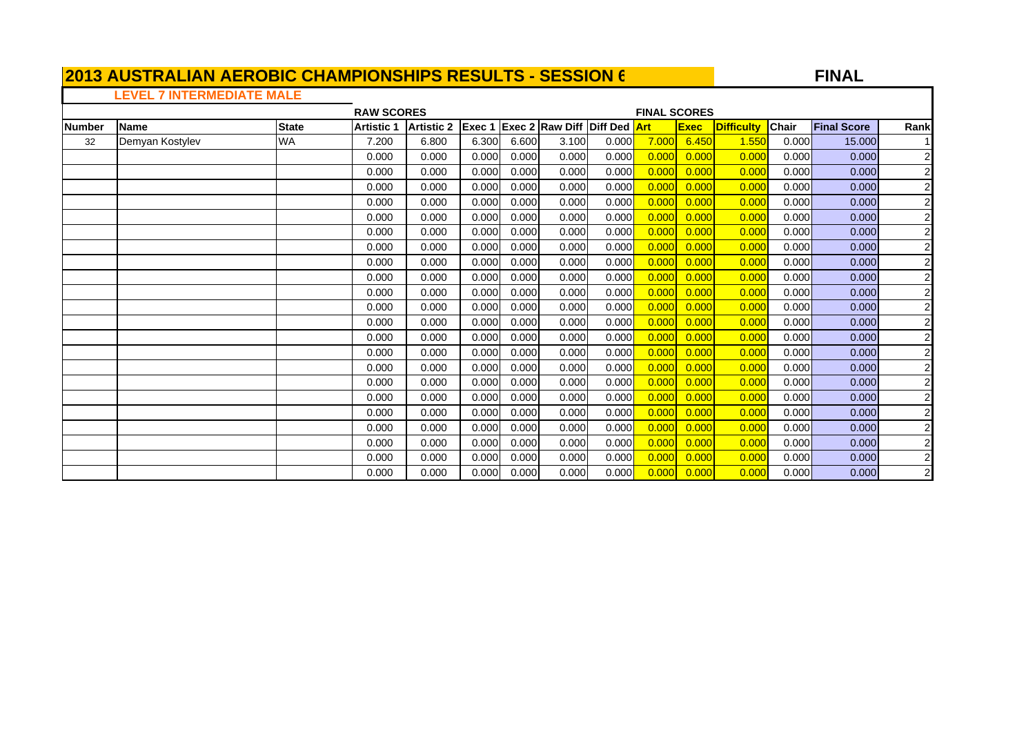# 2013 AUSTRALIAN AEROBIC CHAMPIONSHIPS RESULTS - SESSION 6

**FINAL**

## LEVEL 7 INTERMEDIATE MALE

| | | | RAW SCORES | | | | | | FINAL SCORES | | | | | |
|---|---|---|---|---|---|---|---|---|---|---|---|---|---|---|
| Number | Name | State | Artistic 1 | Artistic 2 | Exec 1 | Exec 2 | Raw Diff | Diff Ded | Art | Exec | Difficulty | Chair | Final Score | Rank |
| 32 | Demyan Kostylev | WA | 7.200 | 6.800 | 6.300 | 6.600 | 3.100 | 0.000 | 7.000 | 6.450 | 1.550 | 0.000 | 15.000 | 1 |
| | | | 0.000 | 0.000 | 0.000 | 0.000 | 0.000 | 0.000 | 0.000 | 0.000 | 0.000 | 0.000 | 0.000 | 2 |
| | | | 0.000 | 0.000 | 0.000 | 0.000 | 0.000 | 0.000 | 0.000 | 0.000 | 0.000 | 0.000 | 0.000 | 2 |
| | | | 0.000 | 0.000 | 0.000 | 0.000 | 0.000 | 0.000 | 0.000 | 0.000 | 0.000 | 0.000 | 0.000 | 2 |
| | | | 0.000 | 0.000 | 0.000 | 0.000 | 0.000 | 0.000 | 0.000 | 0.000 | 0.000 | 0.000 | 0.000 | 2 |
| | | | 0.000 | 0.000 | 0.000 | 0.000 | 0.000 | 0.000 | 0.000 | 0.000 | 0.000 | 0.000 | 0.000 | 2 |
| | | | 0.000 | 0.000 | 0.000 | 0.000 | 0.000 | 0.000 | 0.000 | 0.000 | 0.000 | 0.000 | 0.000 | 2 |
| | | | 0.000 | 0.000 | 0.000 | 0.000 | 0.000 | 0.000 | 0.000 | 0.000 | 0.000 | 0.000 | 0.000 | 2 |
| | | | 0.000 | 0.000 | 0.000 | 0.000 | 0.000 | 0.000 | 0.000 | 0.000 | 0.000 | 0.000 | 0.000 | 2 |
| | | | 0.000 | 0.000 | 0.000 | 0.000 | 0.000 | 0.000 | 0.000 | 0.000 | 0.000 | 0.000 | 0.000 | 2 |
| | | | 0.000 | 0.000 | 0.000 | 0.000 | 0.000 | 0.000 | 0.000 | 0.000 | 0.000 | 0.000 | 0.000 | 2 |
| | | | 0.000 | 0.000 | 0.000 | 0.000 | 0.000 | 0.000 | 0.000 | 0.000 | 0.000 | 0.000 | 0.000 | 2 |
| | | | 0.000 | 0.000 | 0.000 | 0.000 | 0.000 | 0.000 | 0.000 | 0.000 | 0.000 | 0.000 | 0.000 | 2 |
| | | | 0.000 | 0.000 | 0.000 | 0.000 | 0.000 | 0.000 | 0.000 | 0.000 | 0.000 | 0.000 | 0.000 | 2 |
| | | | 0.000 | 0.000 | 0.000 | 0.000 | 0.000 | 0.000 | 0.000 | 0.000 | 0.000 | 0.000 | 0.000 | 2 |
| | | | 0.000 | 0.000 | 0.000 | 0.000 | 0.000 | 0.000 | 0.000 | 0.000 | 0.000 | 0.000 | 0.000 | 2 |
| | | | 0.000 | 0.000 | 0.000 | 0.000 | 0.000 | 0.000 | 0.000 | 0.000 | 0.000 | 0.000 | 0.000 | 2 |
| | | | 0.000 | 0.000 | 0.000 | 0.000 | 0.000 | 0.000 | 0.000 | 0.000 | 0.000 | 0.000 | 0.000 | 2 |
| | | | 0.000 | 0.000 | 0.000 | 0.000 | 0.000 | 0.000 | 0.000 | 0.000 | 0.000 | 0.000 | 0.000 | 2 |
| | | | 0.000 | 0.000 | 0.000 | 0.000 | 0.000 | 0.000 | 0.000 | 0.000 | 0.000 | 0.000 | 0.000 | 2 |
| | | | 0.000 | 0.000 | 0.000 | 0.000 | 0.000 | 0.000 | 0.000 | 0.000 | 0.000 | 0.000 | 0.000 | 2 |
| | | | 0.000 | 0.000 | 0.000 | 0.000 | 0.000 | 0.000 | 0.000 | 0.000 | 0.000 | 0.000 | 0.000 | 2 |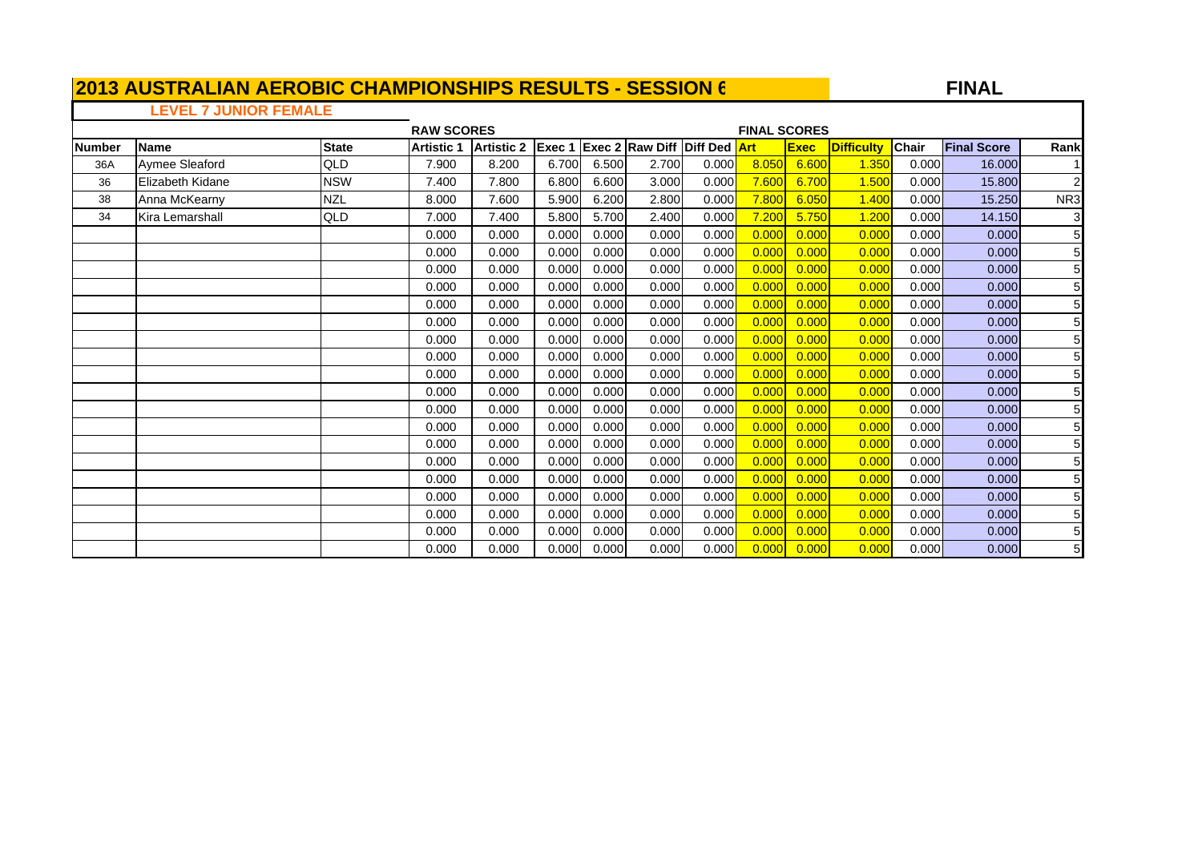# 2013 AUSTRALIAN AEROBIC CHAMPIONSHIPS RESULTS - SESSION 6

**FINAL**

## LEVEL 7 JUNIOR FEMALE

| | | | RAW SCORES | | | | | | FINAL SCORES | | | | | |
|---|---|---|---|---|---|---|---|---|---|---|---|---|---|---|
| **Number** | **Name** | **State** | **Artistic 1** | **Artistic 2** | **Exec 1** | **Exec 2** | **Raw Diff** | **Diff Ded** | **Art** | **Exec** | **Difficulty** | **Chair** | **Final Score** | **Rank** |
| 36A | Aymee Sleaford | QLD | 7.900 | 8.200 | 6.700 | 6.500 | 2.700 | 0.000 | 8.050 | 6.600 | 1.350 | 0.000 | 16.000 | 1 |
| 36 | Elizabeth Kidane | NSW | 7.400 | 7.800 | 6.800 | 6.600 | 3.000 | 0.000 | 7.600 | 6.700 | 1.500 | 0.000 | 15.800 | 2 |
| 38 | Anna McKearny | NZL | 8.000 | 7.600 | 5.900 | 6.200 | 2.800 | 0.000 | 7.800 | 6.050 | 1.400 | 0.000 | 15.250 | NR3 |
| 34 | Kira Lemarshall | QLD | 7.000 | 7.400 | 5.800 | 5.700 | 2.400 | 0.000 | 7.200 | 5.750 | 1.200 | 0.000 | 14.150 | 3 |
| | | | 0.000 | 0.000 | 0.000 | 0.000 | 0.000 | 0.000 | 0.000 | 0.000 | 0.000 | 0.000 | 0.000 | 5 |
| | | | 0.000 | 0.000 | 0.000 | 0.000 | 0.000 | 0.000 | 0.000 | 0.000 | 0.000 | 0.000 | 0.000 | 5 |
| | | | 0.000 | 0.000 | 0.000 | 0.000 | 0.000 | 0.000 | 0.000 | 0.000 | 0.000 | 0.000 | 0.000 | 5 |
| | | | 0.000 | 0.000 | 0.000 | 0.000 | 0.000 | 0.000 | 0.000 | 0.000 | 0.000 | 0.000 | 0.000 | 5 |
| | | | 0.000 | 0.000 | 0.000 | 0.000 | 0.000 | 0.000 | 0.000 | 0.000 | 0.000 | 0.000 | 0.000 | 5 |
| | | | 0.000 | 0.000 | 0.000 | 0.000 | 0.000 | 0.000 | 0.000 | 0.000 | 0.000 | 0.000 | 0.000 | 5 |
| | | | 0.000 | 0.000 | 0.000 | 0.000 | 0.000 | 0.000 | 0.000 | 0.000 | 0.000 | 0.000 | 0.000 | 5 |
| | | | 0.000 | 0.000 | 0.000 | 0.000 | 0.000 | 0.000 | 0.000 | 0.000 | 0.000 | 0.000 | 0.000 | 5 |
| | | | 0.000 | 0.000 | 0.000 | 0.000 | 0.000 | 0.000 | 0.000 | 0.000 | 0.000 | 0.000 | 0.000 | 5 |
| | | | 0.000 | 0.000 | 0.000 | 0.000 | 0.000 | 0.000 | 0.000 | 0.000 | 0.000 | 0.000 | 0.000 | 5 |
| | | | 0.000 | 0.000 | 0.000 | 0.000 | 0.000 | 0.000 | 0.000 | 0.000 | 0.000 | 0.000 | 0.000 | 5 |
| | | | 0.000 | 0.000 | 0.000 | 0.000 | 0.000 | 0.000 | 0.000 | 0.000 | 0.000 | 0.000 | 0.000 | 5 |
| | | | 0.000 | 0.000 | 0.000 | 0.000 | 0.000 | 0.000 | 0.000 | 0.000 | 0.000 | 0.000 | 0.000 | 5 |
| | | | 0.000 | 0.000 | 0.000 | 0.000 | 0.000 | 0.000 | 0.000 | 0.000 | 0.000 | 0.000 | 0.000 | 5 |
| | | | 0.000 | 0.000 | 0.000 | 0.000 | 0.000 | 0.000 | 0.000 | 0.000 | 0.000 | 0.000 | 0.000 | 5 |
| | | | 0.000 | 0.000 | 0.000 | 0.000 | 0.000 | 0.000 | 0.000 | 0.000 | 0.000 | 0.000 | 0.000 | 5 |
| | | | 0.000 | 0.000 | 0.000 | 0.000 | 0.000 | 0.000 | 0.000 | 0.000 | 0.000 | 0.000 | 0.000 | 5 |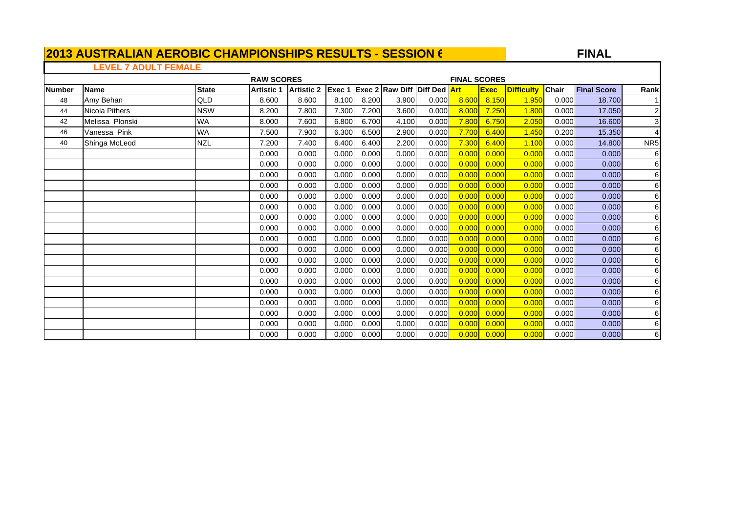# 2013 AUSTRALIAN AEROBIC CHAMPIONSHIPS RESULTS - SESSION 6

**FINAL**

## LEVEL 7 ADULT FEMALE

| | | | RAW SCORES | | | | | | FINAL SCORES | | | | | |
|---|---|---|---|---|---|---|---|---|---|---|---|---|---|---|
| Number | Name | State | Artistic 1 | Artistic 2 | Exec 1 | Exec 2 | Raw Diff | Diff Ded | Art | Exec | Difficulty | Chair | Final Score | Rank |
| 48 | Amy Behan | QLD | 8.600 | 8.600 | 8.100 | 8.200 | 3.900 | 0.000 | 8.600 | 8.150 | 1.950 | 0.000 | 18.700 | 1 |
| 44 | Nicola Pithers | NSW | 8.200 | 7.800 | 7.300 | 7.200 | 3.600 | 0.000 | 8.000 | 7.250 | 1.800 | 0.000 | 17.050 | 2 |
| 42 | Melissa Plonski | WA | 8.000 | 7.600 | 6.800 | 6.700 | 4.100 | 0.000 | 7.800 | 6.750 | 2.050 | 0.000 | 16.600 | 3 |
| 46 | Vanessa Pink | WA | 7.500 | 7.900 | 6.300 | 6.500 | 2.900 | 0.000 | 7.700 | 6.400 | 1.450 | 0.200 | 15.350 | 4 |
| 40 | Shinga McLeod | NZL | 7.200 | 7.400 | 6.400 | 6.400 | 2.200 | 0.000 | 7.300 | 6.400 | 1.100 | 0.000 | 14.800 | NR5 |
| | | | 0.000 | 0.000 | 0.000 | 0.000 | 0.000 | 0.000 | 0.000 | 0.000 | 0.000 | 0.000 | 0.000 | 6 |
| | | | 0.000 | 0.000 | 0.000 | 0.000 | 0.000 | 0.000 | 0.000 | 0.000 | 0.000 | 0.000 | 0.000 | 6 |
| | | | 0.000 | 0.000 | 0.000 | 0.000 | 0.000 | 0.000 | 0.000 | 0.000 | 0.000 | 0.000 | 0.000 | 6 |
| | | | 0.000 | 0.000 | 0.000 | 0.000 | 0.000 | 0.000 | 0.000 | 0.000 | 0.000 | 0.000 | 0.000 | 6 |
| | | | 0.000 | 0.000 | 0.000 | 0.000 | 0.000 | 0.000 | 0.000 | 0.000 | 0.000 | 0.000 | 0.000 | 6 |
| | | | 0.000 | 0.000 | 0.000 | 0.000 | 0.000 | 0.000 | 0.000 | 0.000 | 0.000 | 0.000 | 0.000 | 6 |
| | | | 0.000 | 0.000 | 0.000 | 0.000 | 0.000 | 0.000 | 0.000 | 0.000 | 0.000 | 0.000 | 0.000 | 6 |
| | | | 0.000 | 0.000 | 0.000 | 0.000 | 0.000 | 0.000 | 0.000 | 0.000 | 0.000 | 0.000 | 0.000 | 6 |
| | | | 0.000 | 0.000 | 0.000 | 0.000 | 0.000 | 0.000 | 0.000 | 0.000 | 0.000 | 0.000 | 0.000 | 6 |
| | | | 0.000 | 0.000 | 0.000 | 0.000 | 0.000 | 0.000 | 0.000 | 0.000 | 0.000 | 0.000 | 0.000 | 6 |
| | | | 0.000 | 0.000 | 0.000 | 0.000 | 0.000 | 0.000 | 0.000 | 0.000 | 0.000 | 0.000 | 0.000 | 6 |
| | | | 0.000 | 0.000 | 0.000 | 0.000 | 0.000 | 0.000 | 0.000 | 0.000 | 0.000 | 0.000 | 0.000 | 6 |
| | | | 0.000 | 0.000 | 0.000 | 0.000 | 0.000 | 0.000 | 0.000 | 0.000 | 0.000 | 0.000 | 0.000 | 6 |
| | | | 0.000 | 0.000 | 0.000 | 0.000 | 0.000 | 0.000 | 0.000 | 0.000 | 0.000 | 0.000 | 0.000 | 6 |
| | | | 0.000 | 0.000 | 0.000 | 0.000 | 0.000 | 0.000 | 0.000 | 0.000 | 0.000 | 0.000 | 0.000 | 6 |
| | | | 0.000 | 0.000 | 0.000 | 0.000 | 0.000 | 0.000 | 0.000 | 0.000 | 0.000 | 0.000 | 0.000 | 6 |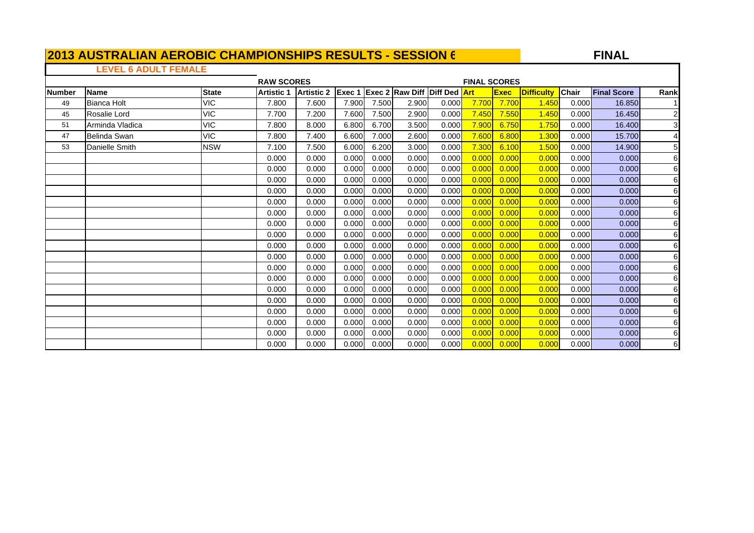# 2013 AUSTRALIAN AEROBIC CHAMPIONSHIPS RESULTS - SESSION 6

**FINAL**

## LEVEL 6 ADULT FEMALE

| | | | RAW SCORES | | | | | | FINAL SCORES | | | | | |
|---|---|---|---|---|---|---|---|---|---|---|---|---|---|---|
| **Number** | **Name** | **State** | **Artistic 1** | **Artistic 2** | **Exec 1** | **Exec 2** | **Raw Diff** | **Diff Ded** | **Art** | **Exec** | **Difficulty** | **Chair** | **Final Score** | **Rank** |
| 49 | Bianca Holt | VIC | 7.800 | 7.600 | 7.900 | 7.500 | 2.900 | 0.000 | 7.700 | 7.700 | 1.450 | 0.000 | 16.850 | 1 |
| 45 | Rosalie Lord | VIC | 7.700 | 7.200 | 7.600 | 7.500 | 2.900 | 0.000 | 7.450 | 7.550 | 1.450 | 0.000 | 16.450 | 2 |
| 51 | Arminda Vladica | VIC | 7.800 | 8.000 | 6.800 | 6.700 | 3.500 | 0.000 | 7.900 | 6.750 | 1.750 | 0.000 | 16.400 | 3 |
| 47 | Belinda Swan | VIC | 7.800 | 7.400 | 6.600 | 7.000 | 2.600 | 0.000 | 7.600 | 6.800 | 1.300 | 0.000 | 15.700 | 4 |
| 53 | Danielle Smith | NSW | 7.100 | 7.500 | 6.000 | 6.200 | 3.000 | 0.000 | 7.300 | 6.100 | 1.500 | 0.000 | 14.900 | 5 |
| | | | 0.000 | 0.000 | 0.000 | 0.000 | 0.000 | 0.000 | 0.000 | 0.000 | 0.000 | 0.000 | 0.000 | 6 |
| | | | 0.000 | 0.000 | 0.000 | 0.000 | 0.000 | 0.000 | 0.000 | 0.000 | 0.000 | 0.000 | 0.000 | 6 |
| | | | 0.000 | 0.000 | 0.000 | 0.000 | 0.000 | 0.000 | 0.000 | 0.000 | 0.000 | 0.000 | 0.000 | 6 |
| | | | 0.000 | 0.000 | 0.000 | 0.000 | 0.000 | 0.000 | 0.000 | 0.000 | 0.000 | 0.000 | 0.000 | 6 |
| | | | 0.000 | 0.000 | 0.000 | 0.000 | 0.000 | 0.000 | 0.000 | 0.000 | 0.000 | 0.000 | 0.000 | 6 |
| | | | 0.000 | 0.000 | 0.000 | 0.000 | 0.000 | 0.000 | 0.000 | 0.000 | 0.000 | 0.000 | 0.000 | 6 |
| | | | 0.000 | 0.000 | 0.000 | 0.000 | 0.000 | 0.000 | 0.000 | 0.000 | 0.000 | 0.000 | 0.000 | 6 |
| | | | 0.000 | 0.000 | 0.000 | 0.000 | 0.000 | 0.000 | 0.000 | 0.000 | 0.000 | 0.000 | 0.000 | 6 |
| | | | 0.000 | 0.000 | 0.000 | 0.000 | 0.000 | 0.000 | 0.000 | 0.000 | 0.000 | 0.000 | 0.000 | 6 |
| | | | 0.000 | 0.000 | 0.000 | 0.000 | 0.000 | 0.000 | 0.000 | 0.000 | 0.000 | 0.000 | 0.000 | 6 |
| | | | 0.000 | 0.000 | 0.000 | 0.000 | 0.000 | 0.000 | 0.000 | 0.000 | 0.000 | 0.000 | 0.000 | 6 |
| | | | 0.000 | 0.000 | 0.000 | 0.000 | 0.000 | 0.000 | 0.000 | 0.000 | 0.000 | 0.000 | 0.000 | 6 |
| | | | 0.000 | 0.000 | 0.000 | 0.000 | 0.000 | 0.000 | 0.000 | 0.000 | 0.000 | 0.000 | 0.000 | 6 |
| | | | 0.000 | 0.000 | 0.000 | 0.000 | 0.000 | 0.000 | 0.000 | 0.000 | 0.000 | 0.000 | 0.000 | 6 |
| | | | 0.000 | 0.000 | 0.000 | 0.000 | 0.000 | 0.000 | 0.000 | 0.000 | 0.000 | 0.000 | 0.000 | 6 |
| | | | 0.000 | 0.000 | 0.000 | 0.000 | 0.000 | 0.000 | 0.000 | 0.000 | 0.000 | 0.000 | 0.000 | 6 |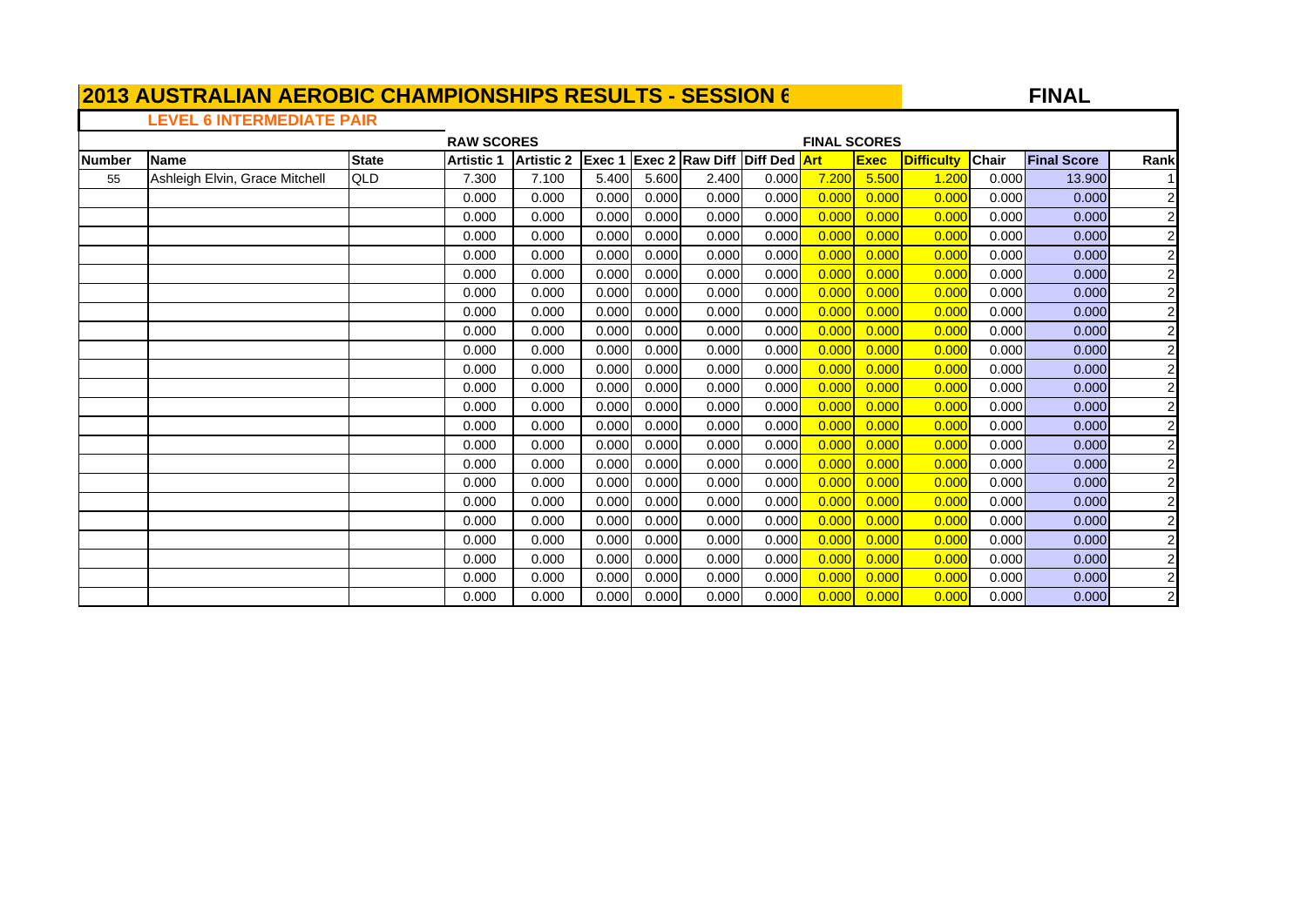# 2013 AUSTRALIAN AEROBIC CHAMPIONSHIPS RESULTS - SESSION 6

**FINAL**

## LEVEL 6 INTERMEDIATE PAIR

| | | | RAW SCORES | | | | | | FINAL SCORES | | | | | |
|---|---|---|---|---|---|---|---|---|---|---|---|---|---|---|
| Number | Name | State | Artistic 1 | Artistic 2 | Exec 1 | Exec 2 | Raw Diff | Diff Ded | Art | Exec | Difficulty | Chair | Final Score | Rank |
| 55 | Ashleigh Elvin, Grace Mitchell | QLD | 7.300 | 7.100 | 5.400 | 5.600 | 2.400 | 0.000 | 7.200 | 5.500 | 1.200 | 0.000 | 13.900 | 1 |
| | | | 0.000 | 0.000 | 0.000 | 0.000 | 0.000 | 0.000 | 0.000 | 0.000 | 0.000 | 0.000 | 0.000 | 2 |
| | | | 0.000 | 0.000 | 0.000 | 0.000 | 0.000 | 0.000 | 0.000 | 0.000 | 0.000 | 0.000 | 0.000 | 2 |
| | | | 0.000 | 0.000 | 0.000 | 0.000 | 0.000 | 0.000 | 0.000 | 0.000 | 0.000 | 0.000 | 0.000 | 2 |
| | | | 0.000 | 0.000 | 0.000 | 0.000 | 0.000 | 0.000 | 0.000 | 0.000 | 0.000 | 0.000 | 0.000 | 2 |
| | | | 0.000 | 0.000 | 0.000 | 0.000 | 0.000 | 0.000 | 0.000 | 0.000 | 0.000 | 0.000 | 0.000 | 2 |
| | | | 0.000 | 0.000 | 0.000 | 0.000 | 0.000 | 0.000 | 0.000 | 0.000 | 0.000 | 0.000 | 0.000 | 2 |
| | | | 0.000 | 0.000 | 0.000 | 0.000 | 0.000 | 0.000 | 0.000 | 0.000 | 0.000 | 0.000 | 0.000 | 2 |
| | | | 0.000 | 0.000 | 0.000 | 0.000 | 0.000 | 0.000 | 0.000 | 0.000 | 0.000 | 0.000 | 0.000 | 2 |
| | | | 0.000 | 0.000 | 0.000 | 0.000 | 0.000 | 0.000 | 0.000 | 0.000 | 0.000 | 0.000 | 0.000 | 2 |
| | | | 0.000 | 0.000 | 0.000 | 0.000 | 0.000 | 0.000 | 0.000 | 0.000 | 0.000 | 0.000 | 0.000 | 2 |
| | | | 0.000 | 0.000 | 0.000 | 0.000 | 0.000 | 0.000 | 0.000 | 0.000 | 0.000 | 0.000 | 0.000 | 2 |
| | | | 0.000 | 0.000 | 0.000 | 0.000 | 0.000 | 0.000 | 0.000 | 0.000 | 0.000 | 0.000 | 0.000 | 2 |
| | | | 0.000 | 0.000 | 0.000 | 0.000 | 0.000 | 0.000 | 0.000 | 0.000 | 0.000 | 0.000 | 0.000 | 2 |
| | | | 0.000 | 0.000 | 0.000 | 0.000 | 0.000 | 0.000 | 0.000 | 0.000 | 0.000 | 0.000 | 0.000 | 2 |
| | | | 0.000 | 0.000 | 0.000 | 0.000 | 0.000 | 0.000 | 0.000 | 0.000 | 0.000 | 0.000 | 0.000 | 2 |
| | | | 0.000 | 0.000 | 0.000 | 0.000 | 0.000 | 0.000 | 0.000 | 0.000 | 0.000 | 0.000 | 0.000 | 2 |
| | | | 0.000 | 0.000 | 0.000 | 0.000 | 0.000 | 0.000 | 0.000 | 0.000 | 0.000 | 0.000 | 0.000 | 2 |
| | | | 0.000 | 0.000 | 0.000 | 0.000 | 0.000 | 0.000 | 0.000 | 0.000 | 0.000 | 0.000 | 0.000 | 2 |
| | | | 0.000 | 0.000 | 0.000 | 0.000 | 0.000 | 0.000 | 0.000 | 0.000 | 0.000 | 0.000 | 0.000 | 2 |
| | | | 0.000 | 0.000 | 0.000 | 0.000 | 0.000 | 0.000 | 0.000 | 0.000 | 0.000 | 0.000 | 0.000 | 2 |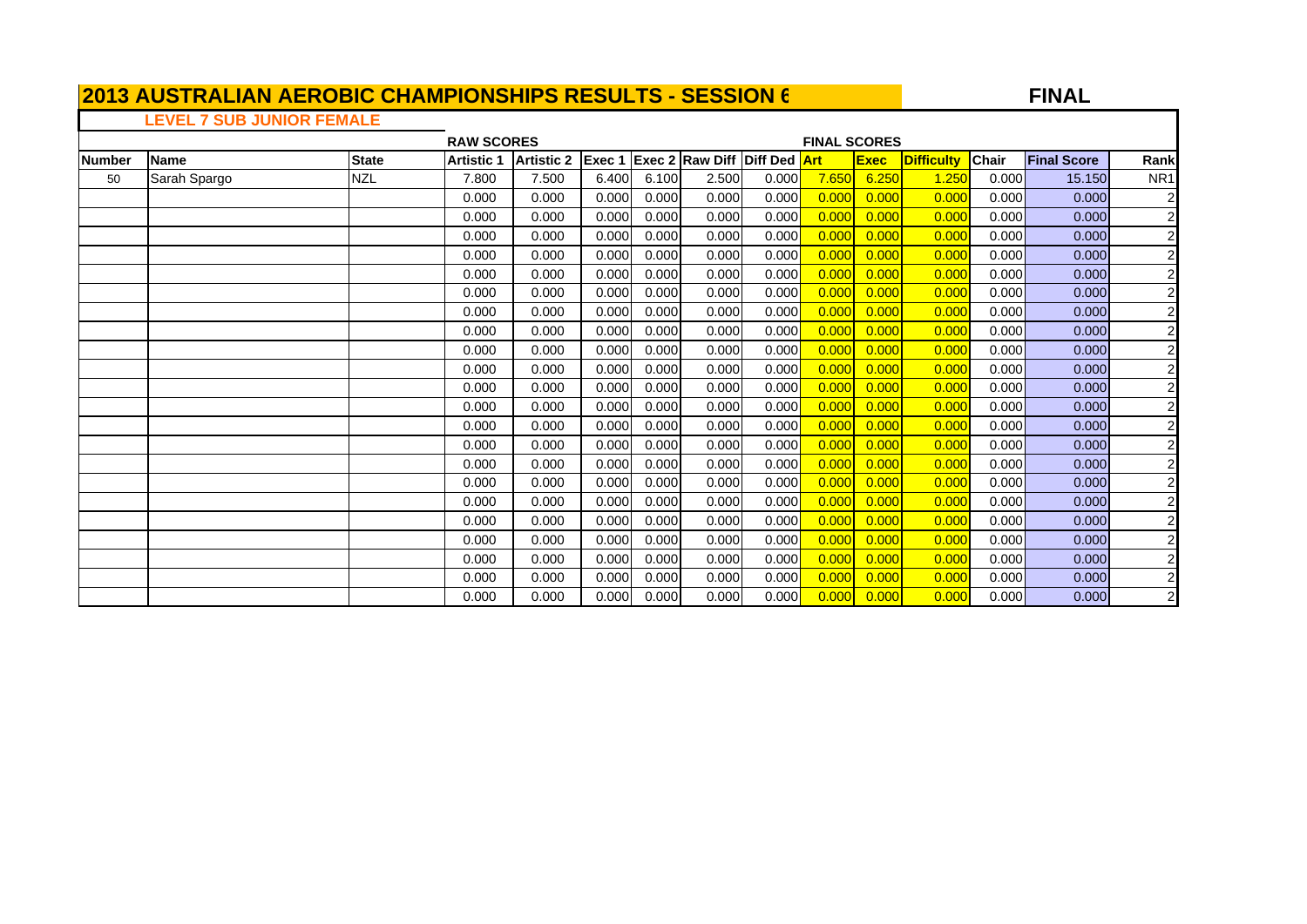# 2013 AUSTRALIAN AEROBIC CHAMPIONSHIPS RESULTS - SESSION 6

**FINAL**

## LEVEL 7 SUB JUNIOR FEMALE

| | | | RAW SCORES | | | | | | FINAL SCORES | | | | | |
|---|---|---|---|---|---|---|---|---|---|---|---|---|---|---|
| Number | Name | State | Artistic 1 | Artistic 2 | Exec 1 | Exec 2 | Raw Diff | Diff Ded | Art | Exec | Difficulty | Chair | Final Score | Rank |
| 50 | Sarah Spargo | NZL | 7.800 | 7.500 | 6.400 | 6.100 | 2.500 | 0.000 | 7.650 | 6.250 | 1.250 | 0.000 | 15.150 | NR1 |
| | | | 0.000 | 0.000 | 0.000 | 0.000 | 0.000 | 0.000 | 0.000 | 0.000 | 0.000 | 0.000 | 0.000 | 2 |
| | | | 0.000 | 0.000 | 0.000 | 0.000 | 0.000 | 0.000 | 0.000 | 0.000 | 0.000 | 0.000 | 0.000 | 2 |
| | | | 0.000 | 0.000 | 0.000 | 0.000 | 0.000 | 0.000 | 0.000 | 0.000 | 0.000 | 0.000 | 0.000 | 2 |
| | | | 0.000 | 0.000 | 0.000 | 0.000 | 0.000 | 0.000 | 0.000 | 0.000 | 0.000 | 0.000 | 0.000 | 2 |
| | | | 0.000 | 0.000 | 0.000 | 0.000 | 0.000 | 0.000 | 0.000 | 0.000 | 0.000 | 0.000 | 0.000 | 2 |
| | | | 0.000 | 0.000 | 0.000 | 0.000 | 0.000 | 0.000 | 0.000 | 0.000 | 0.000 | 0.000 | 0.000 | 2 |
| | | | 0.000 | 0.000 | 0.000 | 0.000 | 0.000 | 0.000 | 0.000 | 0.000 | 0.000 | 0.000 | 0.000 | 2 |
| | | | 0.000 | 0.000 | 0.000 | 0.000 | 0.000 | 0.000 | 0.000 | 0.000 | 0.000 | 0.000 | 0.000 | 2 |
| | | | 0.000 | 0.000 | 0.000 | 0.000 | 0.000 | 0.000 | 0.000 | 0.000 | 0.000 | 0.000 | 0.000 | 2 |
| | | | 0.000 | 0.000 | 0.000 | 0.000 | 0.000 | 0.000 | 0.000 | 0.000 | 0.000 | 0.000 | 0.000 | 2 |
| | | | 0.000 | 0.000 | 0.000 | 0.000 | 0.000 | 0.000 | 0.000 | 0.000 | 0.000 | 0.000 | 0.000 | 2 |
| | | | 0.000 | 0.000 | 0.000 | 0.000 | 0.000 | 0.000 | 0.000 | 0.000 | 0.000 | 0.000 | 0.000 | 2 |
| | | | 0.000 | 0.000 | 0.000 | 0.000 | 0.000 | 0.000 | 0.000 | 0.000 | 0.000 | 0.000 | 0.000 | 2 |
| | | | 0.000 | 0.000 | 0.000 | 0.000 | 0.000 | 0.000 | 0.000 | 0.000 | 0.000 | 0.000 | 0.000 | 2 |
| | | | 0.000 | 0.000 | 0.000 | 0.000 | 0.000 | 0.000 | 0.000 | 0.000 | 0.000 | 0.000 | 0.000 | 2 |
| | | | 0.000 | 0.000 | 0.000 | 0.000 | 0.000 | 0.000 | 0.000 | 0.000 | 0.000 | 0.000 | 0.000 | 2 |
| | | | 0.000 | 0.000 | 0.000 | 0.000 | 0.000 | 0.000 | 0.000 | 0.000 | 0.000 | 0.000 | 0.000 | 2 |
| | | | 0.000 | 0.000 | 0.000 | 0.000 | 0.000 | 0.000 | 0.000 | 0.000 | 0.000 | 0.000 | 0.000 | 2 |
| | | | 0.000 | 0.000 | 0.000 | 0.000 | 0.000 | 0.000 | 0.000 | 0.000 | 0.000 | 0.000 | 0.000 | 2 |
| | | | 0.000 | 0.000 | 0.000 | 0.000 | 0.000 | 0.000 | 0.000 | 0.000 | 0.000 | 0.000 | 0.000 | 2 |
| | | | 0.000 | 0.000 | 0.000 | 0.000 | 0.000 | 0.000 | 0.000 | 0.000 | 0.000 | 0.000 | 0.000 | 2 |
| | | | 0.000 | 0.000 | 0.000 | 0.000 | 0.000 | 0.000 | 0.000 | 0.000 | 0.000 | 0.000 | 0.000 | 2 |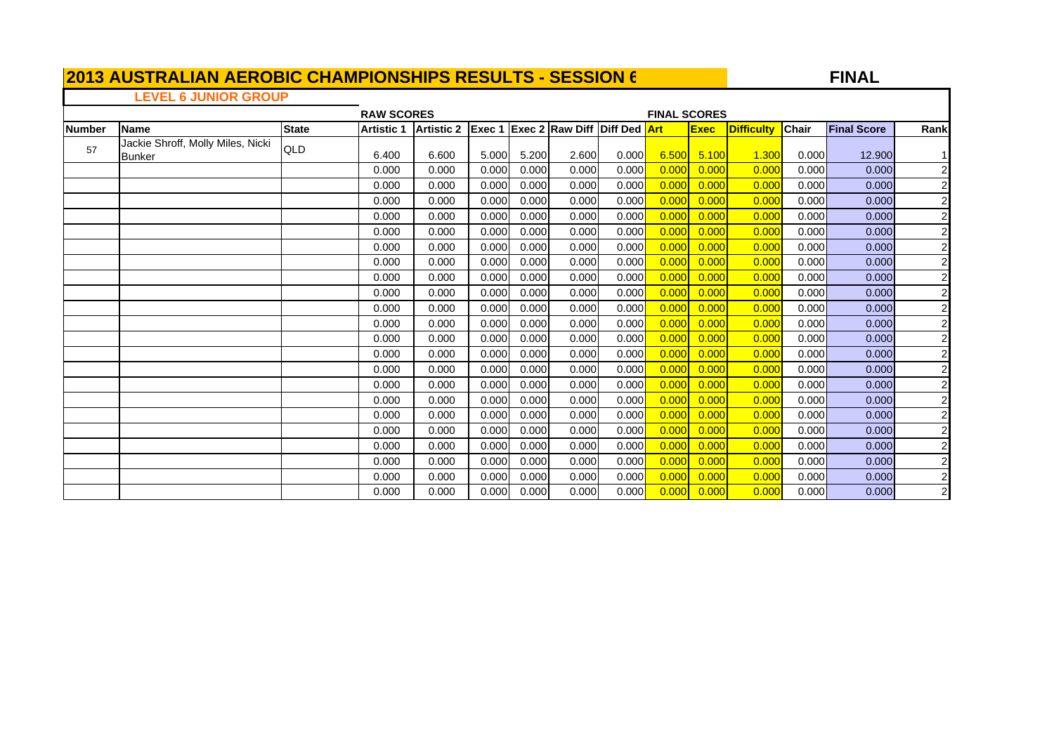# 2013 AUSTRALIAN AEROBIC CHAMPIONSHIPS RESULTS - SESSION 6

**FINAL**

## LEVEL 6 JUNIOR GROUP

| | | | RAW SCORES | | | | | | FINAL SCORES | | | | | |
|---|---|---|---|---|---|---|---|---|---|---|---|---|---|---|
| **Number** | **Name** | **State** | **Artistic 1** | **Artistic 2** | **Exec 1** | **Exec 2** | **Raw Diff** | **Diff Ded** | **Art** | **Exec** | **Difficulty** | **Chair** | **Final Score** | **Rank** |
| 57 | Jackie Shroff, Molly Miles, Nicki Bunker | QLD | 6.400 | 6.600 | 5.000 | 5.200 | 2.600 | 0.000 | 6.500 | 5.100 | 1.300 | 0.000 | 12.900 | 1 |
| | | | 0.000 | 0.000 | 0.000 | 0.000 | 0.000 | 0.000 | 0.000 | 0.000 | 0.000 | 0.000 | 0.000 | 2 |
| | | | 0.000 | 0.000 | 0.000 | 0.000 | 0.000 | 0.000 | 0.000 | 0.000 | 0.000 | 0.000 | 0.000 | 2 |
| | | | 0.000 | 0.000 | 0.000 | 0.000 | 0.000 | 0.000 | 0.000 | 0.000 | 0.000 | 0.000 | 0.000 | 2 |
| | | | 0.000 | 0.000 | 0.000 | 0.000 | 0.000 | 0.000 | 0.000 | 0.000 | 0.000 | 0.000 | 0.000 | 2 |
| | | | 0.000 | 0.000 | 0.000 | 0.000 | 0.000 | 0.000 | 0.000 | 0.000 | 0.000 | 0.000 | 0.000 | 2 |
| | | | 0.000 | 0.000 | 0.000 | 0.000 | 0.000 | 0.000 | 0.000 | 0.000 | 0.000 | 0.000 | 0.000 | 2 |
| | | | 0.000 | 0.000 | 0.000 | 0.000 | 0.000 | 0.000 | 0.000 | 0.000 | 0.000 | 0.000 | 0.000 | 2 |
| | | | 0.000 | 0.000 | 0.000 | 0.000 | 0.000 | 0.000 | 0.000 | 0.000 | 0.000 | 0.000 | 0.000 | 2 |
| | | | 0.000 | 0.000 | 0.000 | 0.000 | 0.000 | 0.000 | 0.000 | 0.000 | 0.000 | 0.000 | 0.000 | 2 |
| | | | 0.000 | 0.000 | 0.000 | 0.000 | 0.000 | 0.000 | 0.000 | 0.000 | 0.000 | 0.000 | 0.000 | 2 |
| | | | 0.000 | 0.000 | 0.000 | 0.000 | 0.000 | 0.000 | 0.000 | 0.000 | 0.000 | 0.000 | 0.000 | 2 |
| | | | 0.000 | 0.000 | 0.000 | 0.000 | 0.000 | 0.000 | 0.000 | 0.000 | 0.000 | 0.000 | 0.000 | 2 |
| | | | 0.000 | 0.000 | 0.000 | 0.000 | 0.000 | 0.000 | 0.000 | 0.000 | 0.000 | 0.000 | 0.000 | 2 |
| | | | 0.000 | 0.000 | 0.000 | 0.000 | 0.000 | 0.000 | 0.000 | 0.000 | 0.000 | 0.000 | 0.000 | 2 |
| | | | 0.000 | 0.000 | 0.000 | 0.000 | 0.000 | 0.000 | 0.000 | 0.000 | 0.000 | 0.000 | 0.000 | 2 |
| | | | 0.000 | 0.000 | 0.000 | 0.000 | 0.000 | 0.000 | 0.000 | 0.000 | 0.000 | 0.000 | 0.000 | 2 |
| | | | 0.000 | 0.000 | 0.000 | 0.000 | 0.000 | 0.000 | 0.000 | 0.000 | 0.000 | 0.000 | 0.000 | 2 |
| | | | 0.000 | 0.000 | 0.000 | 0.000 | 0.000 | 0.000 | 0.000 | 0.000 | 0.000 | 0.000 | 0.000 | 2 |
| | | | 0.000 | 0.000 | 0.000 | 0.000 | 0.000 | 0.000 | 0.000 | 0.000 | 0.000 | 0.000 | 0.000 | 2 |
| | | | 0.000 | 0.000 | 0.000 | 0.000 | 0.000 | 0.000 | 0.000 | 0.000 | 0.000 | 0.000 | 0.000 | 2 |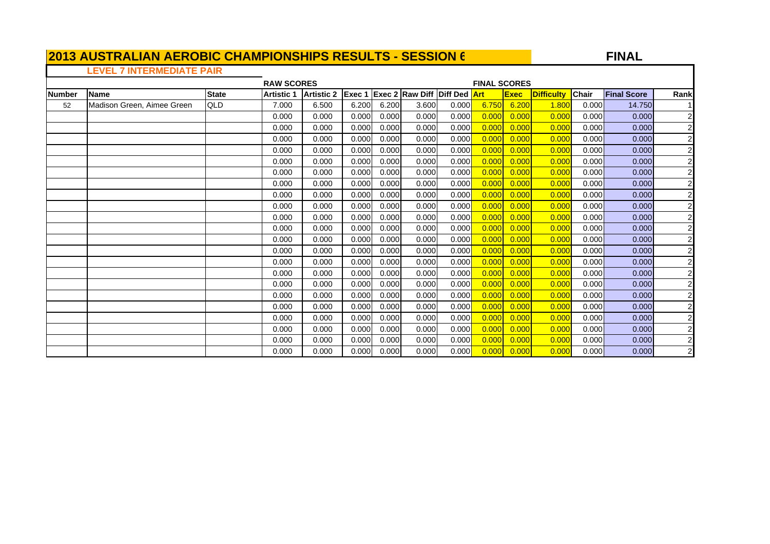# 2013 AUSTRALIAN AEROBIC CHAMPIONSHIPS RESULTS - SESSION 6

**FINAL**

## LEVEL 7 INTERMEDIATE PAIR

| | | | RAW SCORES | | | | | | FINAL SCORES | | | | | |
|---|---|---|---|---|---|---|---|---|---|---|---|---|---|---|
| Number | Name | State | Artistic 1 | Artistic 2 | Exec 1 | Exec 2 | Raw Diff | Diff Ded | Art | Exec | Difficulty | Chair | Final Score | Rank |
| 52 | Madison Green, Aimee Green | QLD | 7.000 | 6.500 | 6.200 | 6.200 | 3.600 | 0.000 | 6.750 | 6.200 | 1.800 | 0.000 | 14.750 | 1 |
| | | | 0.000 | 0.000 | 0.000 | 0.000 | 0.000 | 0.000 | 0.000 | 0.000 | 0.000 | 0.000 | 0.000 | 2 |
| | | | 0.000 | 0.000 | 0.000 | 0.000 | 0.000 | 0.000 | 0.000 | 0.000 | 0.000 | 0.000 | 0.000 | 2 |
| | | | 0.000 | 0.000 | 0.000 | 0.000 | 0.000 | 0.000 | 0.000 | 0.000 | 0.000 | 0.000 | 0.000 | 2 |
| | | | 0.000 | 0.000 | 0.000 | 0.000 | 0.000 | 0.000 | 0.000 | 0.000 | 0.000 | 0.000 | 0.000 | 2 |
| | | | 0.000 | 0.000 | 0.000 | 0.000 | 0.000 | 0.000 | 0.000 | 0.000 | 0.000 | 0.000 | 0.000 | 2 |
| | | | 0.000 | 0.000 | 0.000 | 0.000 | 0.000 | 0.000 | 0.000 | 0.000 | 0.000 | 0.000 | 0.000 | 2 |
| | | | 0.000 | 0.000 | 0.000 | 0.000 | 0.000 | 0.000 | 0.000 | 0.000 | 0.000 | 0.000 | 0.000 | 2 |
| | | | 0.000 | 0.000 | 0.000 | 0.000 | 0.000 | 0.000 | 0.000 | 0.000 | 0.000 | 0.000 | 0.000 | 2 |
| | | | 0.000 | 0.000 | 0.000 | 0.000 | 0.000 | 0.000 | 0.000 | 0.000 | 0.000 | 0.000 | 0.000 | 2 |
| | | | 0.000 | 0.000 | 0.000 | 0.000 | 0.000 | 0.000 | 0.000 | 0.000 | 0.000 | 0.000 | 0.000 | 2 |
| | | | 0.000 | 0.000 | 0.000 | 0.000 | 0.000 | 0.000 | 0.000 | 0.000 | 0.000 | 0.000 | 0.000 | 2 |
| | | | 0.000 | 0.000 | 0.000 | 0.000 | 0.000 | 0.000 | 0.000 | 0.000 | 0.000 | 0.000 | 0.000 | 2 |
| | | | 0.000 | 0.000 | 0.000 | 0.000 | 0.000 | 0.000 | 0.000 | 0.000 | 0.000 | 0.000 | 0.000 | 2 |
| | | | 0.000 | 0.000 | 0.000 | 0.000 | 0.000 | 0.000 | 0.000 | 0.000 | 0.000 | 0.000 | 0.000 | 2 |
| | | | 0.000 | 0.000 | 0.000 | 0.000 | 0.000 | 0.000 | 0.000 | 0.000 | 0.000 | 0.000 | 0.000 | 2 |
| | | | 0.000 | 0.000 | 0.000 | 0.000 | 0.000 | 0.000 | 0.000 | 0.000 | 0.000 | 0.000 | 0.000 | 2 |
| | | | 0.000 | 0.000 | 0.000 | 0.000 | 0.000 | 0.000 | 0.000 | 0.000 | 0.000 | 0.000 | 0.000 | 2 |
| | | | 0.000 | 0.000 | 0.000 | 0.000 | 0.000 | 0.000 | 0.000 | 0.000 | 0.000 | 0.000 | 0.000 | 2 |
| | | | 0.000 | 0.000 | 0.000 | 0.000 | 0.000 | 0.000 | 0.000 | 0.000 | 0.000 | 0.000 | 0.000 | 2 |
| | | | 0.000 | 0.000 | 0.000 | 0.000 | 0.000 | 0.000 | 0.000 | 0.000 | 0.000 | 0.000 | 0.000 | 2 |
| | | | 0.000 | 0.000 | 0.000 | 0.000 | 0.000 | 0.000 | 0.000 | 0.000 | 0.000 | 0.000 | 0.000 | 2 |
| | | | 0.000 | 0.000 | 0.000 | 0.000 | 0.000 | 0.000 | 0.000 | 0.000 | 0.000 | 0.000 | 0.000 | 2 |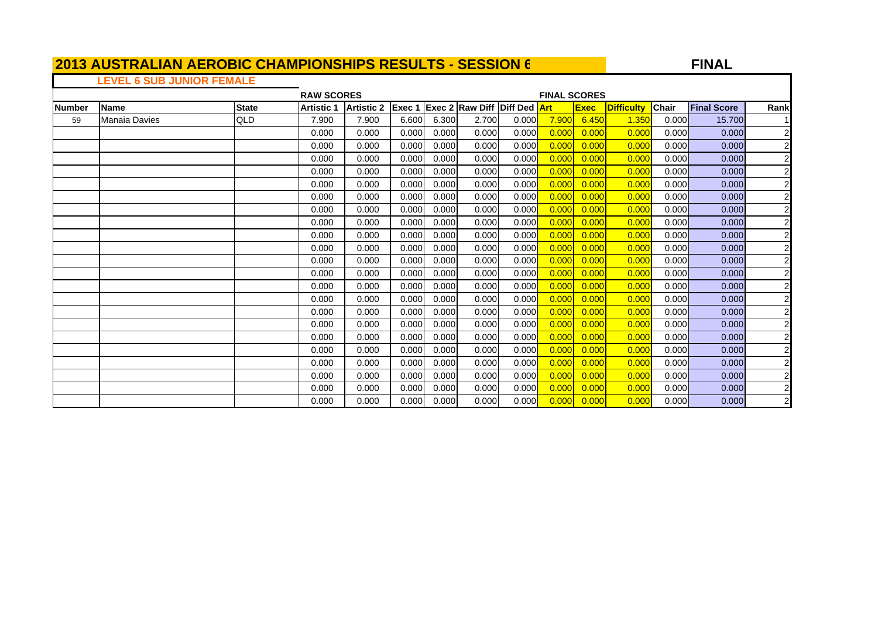# 2013 AUSTRALIAN AEROBIC CHAMPIONSHIPS RESULTS - SESSION 6

**FINAL**

## LEVEL 6 SUB JUNIOR FEMALE

| | | | RAW SCORES | | | | | | FINAL SCORES | | | | | |
|---|---|---|---|---|---|---|---|---|---|---|---|---|---|---|
| Number | Name | State | Artistic 1 | Artistic 2 | Exec 1 | Exec 2 | Raw Diff | Diff Ded | Art | Exec | Difficulty | Chair | Final Score | Rank |
| 59 | Manaia Davies | QLD | 7.900 | 7.900 | 6.600 | 6.300 | 2.700 | 0.000 | 7.900 | 6.450 | 1.350 | 0.000 | 15.700 | 1 |
| | | | 0.000 | 0.000 | 0.000 | 0.000 | 0.000 | 0.000 | 0.000 | 0.000 | 0.000 | 0.000 | 0.000 | 2 |
| | | | 0.000 | 0.000 | 0.000 | 0.000 | 0.000 | 0.000 | 0.000 | 0.000 | 0.000 | 0.000 | 0.000 | 2 |
| | | | 0.000 | 0.000 | 0.000 | 0.000 | 0.000 | 0.000 | 0.000 | 0.000 | 0.000 | 0.000 | 0.000 | 2 |
| | | | 0.000 | 0.000 | 0.000 | 0.000 | 0.000 | 0.000 | 0.000 | 0.000 | 0.000 | 0.000 | 0.000 | 2 |
| | | | 0.000 | 0.000 | 0.000 | 0.000 | 0.000 | 0.000 | 0.000 | 0.000 | 0.000 | 0.000 | 0.000 | 2 |
| | | | 0.000 | 0.000 | 0.000 | 0.000 | 0.000 | 0.000 | 0.000 | 0.000 | 0.000 | 0.000 | 0.000 | 2 |
| | | | 0.000 | 0.000 | 0.000 | 0.000 | 0.000 | 0.000 | 0.000 | 0.000 | 0.000 | 0.000 | 0.000 | 2 |
| | | | 0.000 | 0.000 | 0.000 | 0.000 | 0.000 | 0.000 | 0.000 | 0.000 | 0.000 | 0.000 | 0.000 | 2 |
| | | | 0.000 | 0.000 | 0.000 | 0.000 | 0.000 | 0.000 | 0.000 | 0.000 | 0.000 | 0.000 | 0.000 | 2 |
| | | | 0.000 | 0.000 | 0.000 | 0.000 | 0.000 | 0.000 | 0.000 | 0.000 | 0.000 | 0.000 | 0.000 | 2 |
| | | | 0.000 | 0.000 | 0.000 | 0.000 | 0.000 | 0.000 | 0.000 | 0.000 | 0.000 | 0.000 | 0.000 | 2 |
| | | | 0.000 | 0.000 | 0.000 | 0.000 | 0.000 | 0.000 | 0.000 | 0.000 | 0.000 | 0.000 | 0.000 | 2 |
| | | | 0.000 | 0.000 | 0.000 | 0.000 | 0.000 | 0.000 | 0.000 | 0.000 | 0.000 | 0.000 | 0.000 | 2 |
| | | | 0.000 | 0.000 | 0.000 | 0.000 | 0.000 | 0.000 | 0.000 | 0.000 | 0.000 | 0.000 | 0.000 | 2 |
| | | | 0.000 | 0.000 | 0.000 | 0.000 | 0.000 | 0.000 | 0.000 | 0.000 | 0.000 | 0.000 | 0.000 | 2 |
| | | | 0.000 | 0.000 | 0.000 | 0.000 | 0.000 | 0.000 | 0.000 | 0.000 | 0.000 | 0.000 | 0.000 | 2 |
| | | | 0.000 | 0.000 | 0.000 | 0.000 | 0.000 | 0.000 | 0.000 | 0.000 | 0.000 | 0.000 | 0.000 | 2 |
| | | | 0.000 | 0.000 | 0.000 | 0.000 | 0.000 | 0.000 | 0.000 | 0.000 | 0.000 | 0.000 | 0.000 | 2 |
| | | | 0.000 | 0.000 | 0.000 | 0.000 | 0.000 | 0.000 | 0.000 | 0.000 | 0.000 | 0.000 | 0.000 | 2 |
| | | | 0.000 | 0.000 | 0.000 | 0.000 | 0.000 | 0.000 | 0.000 | 0.000 | 0.000 | 0.000 | 0.000 | 2 |
| | | | 0.000 | 0.000 | 0.000 | 0.000 | 0.000 | 0.000 | 0.000 | 0.000 | 0.000 | 0.000 | 0.000 | 2 |
| | | | 0.000 | 0.000 | 0.000 | 0.000 | 0.000 | 0.000 | 0.000 | 0.000 | 0.000 | 0.000 | 0.000 | 2 |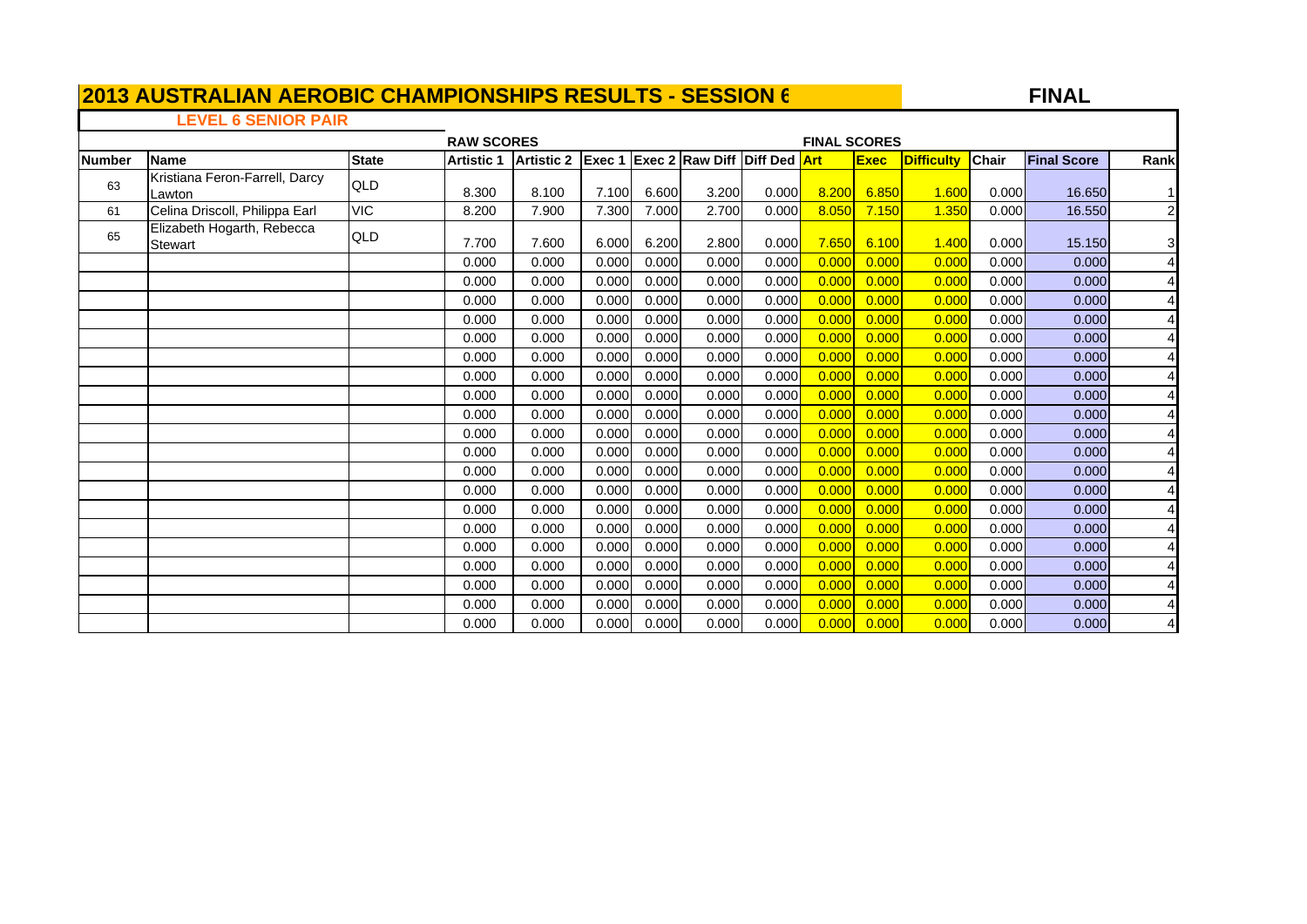# 2013 AUSTRALIAN AEROBIC CHAMPIONSHIPS RESULTS - SESSION 6

**FINAL**

## LEVEL 6 SENIOR PAIR

| | | | RAW SCORES | | | | | | FINAL SCORES | | | | | |
|---|---|---|---|---|---|---|---|---|---|---|---|---|---|---|
| **Number** | **Name** | **State** | **Artistic 1** | **Artistic 2** | **Exec 1** | **Exec 2** | **Raw Diff** | **Diff Ded** | **Art** | **Exec** | **Difficulty** | **Chair** | **Final Score** | **Rank** |
| 63 | Kristiana Feron-Farrell, Darcy Lawton | QLD | 8.300 | 8.100 | 7.100 | 6.600 | 3.200 | 0.000 | 8.200 | 6.850 | 1.600 | 0.000 | 16.650 | 1 |
| 61 | Celina Driscoll, Philippa Earl | VIC | 8.200 | 7.900 | 7.300 | 7.000 | 2.700 | 0.000 | 8.050 | 7.150 | 1.350 | 0.000 | 16.550 | 2 |
| 65 | Elizabeth Hogarth, Rebecca Stewart | QLD | 7.700 | 7.600 | 6.000 | 6.200 | 2.800 | 0.000 | 7.650 | 6.100 | 1.400 | 0.000 | 15.150 | 3 |
| | | | 0.000 | 0.000 | 0.000 | 0.000 | 0.000 | 0.000 | 0.000 | 0.000 | 0.000 | 0.000 | 0.000 | 4 |
| | | | 0.000 | 0.000 | 0.000 | 0.000 | 0.000 | 0.000 | 0.000 | 0.000 | 0.000 | 0.000 | 0.000 | 4 |
| | | | 0.000 | 0.000 | 0.000 | 0.000 | 0.000 | 0.000 | 0.000 | 0.000 | 0.000 | 0.000 | 0.000 | 4 |
| | | | 0.000 | 0.000 | 0.000 | 0.000 | 0.000 | 0.000 | 0.000 | 0.000 | 0.000 | 0.000 | 0.000 | 4 |
| | | | 0.000 | 0.000 | 0.000 | 0.000 | 0.000 | 0.000 | 0.000 | 0.000 | 0.000 | 0.000 | 0.000 | 4 |
| | | | 0.000 | 0.000 | 0.000 | 0.000 | 0.000 | 0.000 | 0.000 | 0.000 | 0.000 | 0.000 | 0.000 | 4 |
| | | | 0.000 | 0.000 | 0.000 | 0.000 | 0.000 | 0.000 | 0.000 | 0.000 | 0.000 | 0.000 | 0.000 | 4 |
| | | | 0.000 | 0.000 | 0.000 | 0.000 | 0.000 | 0.000 | 0.000 | 0.000 | 0.000 | 0.000 | 0.000 | 4 |
| | | | 0.000 | 0.000 | 0.000 | 0.000 | 0.000 | 0.000 | 0.000 | 0.000 | 0.000 | 0.000 | 0.000 | 4 |
| | | | 0.000 | 0.000 | 0.000 | 0.000 | 0.000 | 0.000 | 0.000 | 0.000 | 0.000 | 0.000 | 0.000 | 4 |
| | | | 0.000 | 0.000 | 0.000 | 0.000 | 0.000 | 0.000 | 0.000 | 0.000 | 0.000 | 0.000 | 0.000 | 4 |
| | | | 0.000 | 0.000 | 0.000 | 0.000 | 0.000 | 0.000 | 0.000 | 0.000 | 0.000 | 0.000 | 0.000 | 4 |
| | | | 0.000 | 0.000 | 0.000 | 0.000 | 0.000 | 0.000 | 0.000 | 0.000 | 0.000 | 0.000 | 0.000 | 4 |
| | | | 0.000 | 0.000 | 0.000 | 0.000 | 0.000 | 0.000 | 0.000 | 0.000 | 0.000 | 0.000 | 0.000 | 4 |
| | | | 0.000 | 0.000 | 0.000 | 0.000 | 0.000 | 0.000 | 0.000 | 0.000 | 0.000 | 0.000 | 0.000 | 4 |
| | | | 0.000 | 0.000 | 0.000 | 0.000 | 0.000 | 0.000 | 0.000 | 0.000 | 0.000 | 0.000 | 0.000 | 4 |
| | | | 0.000 | 0.000 | 0.000 | 0.000 | 0.000 | 0.000 | 0.000 | 0.000 | 0.000 | 0.000 | 0.000 | 4 |
| | | | 0.000 | 0.000 | 0.000 | 0.000 | 0.000 | 0.000 | 0.000 | 0.000 | 0.000 | 0.000 | 0.000 | 4 |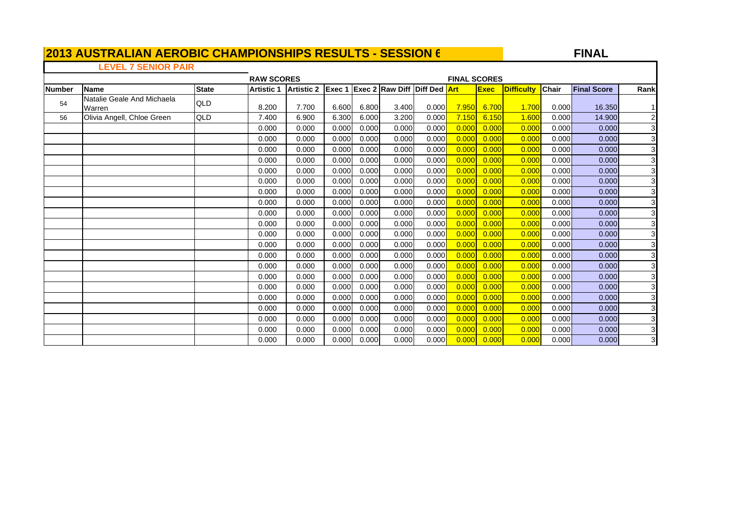# 2013 AUSTRALIAN AEROBIC CHAMPIONSHIPS RESULTS - SESSION 6

**FINAL**

## LEVEL 7 SENIOR PAIR

| | | | RAW SCORES | | | | | | FINAL SCORES | | | | | |
|---|---|---|---|---|---|---|---|---|---|---|---|---|---|---|
| **Number** | **Name** | **State** | **Artistic 1** | **Artistic 2** | **Exec 1** | **Exec 2** | **Raw Diff** | **Diff Ded** | **Art** | **Exec** | **Difficulty** | **Chair** | **Final Score** | **Rank** |
| 54 | Natalie Geale And Michaela Warren | QLD | 8.200 | 7.700 | 6.600 | 6.800 | 3.400 | 0.000 | 7.950 | 6.700 | 1.700 | 0.000 | 16.350 | 1 |
| 56 | Olivia Angell, Chloe Green | QLD | 7.400 | 6.900 | 6.300 | 6.000 | 3.200 | 0.000 | 7.150 | 6.150 | 1.600 | 0.000 | 14.900 | 2 |
| | | | 0.000 | 0.000 | 0.000 | 0.000 | 0.000 | 0.000 | 0.000 | 0.000 | 0.000 | 0.000 | 0.000 | 3 |
| | | | 0.000 | 0.000 | 0.000 | 0.000 | 0.000 | 0.000 | 0.000 | 0.000 | 0.000 | 0.000 | 0.000 | 3 |
| | | | 0.000 | 0.000 | 0.000 | 0.000 | 0.000 | 0.000 | 0.000 | 0.000 | 0.000 | 0.000 | 0.000 | 3 |
| | | | 0.000 | 0.000 | 0.000 | 0.000 | 0.000 | 0.000 | 0.000 | 0.000 | 0.000 | 0.000 | 0.000 | 3 |
| | | | 0.000 | 0.000 | 0.000 | 0.000 | 0.000 | 0.000 | 0.000 | 0.000 | 0.000 | 0.000 | 0.000 | 3 |
| | | | 0.000 | 0.000 | 0.000 | 0.000 | 0.000 | 0.000 | 0.000 | 0.000 | 0.000 | 0.000 | 0.000 | 3 |
| | | | 0.000 | 0.000 | 0.000 | 0.000 | 0.000 | 0.000 | 0.000 | 0.000 | 0.000 | 0.000 | 0.000 | 3 |
| | | | 0.000 | 0.000 | 0.000 | 0.000 | 0.000 | 0.000 | 0.000 | 0.000 | 0.000 | 0.000 | 0.000 | 3 |
| | | | 0.000 | 0.000 | 0.000 | 0.000 | 0.000 | 0.000 | 0.000 | 0.000 | 0.000 | 0.000 | 0.000 | 3 |
| | | | 0.000 | 0.000 | 0.000 | 0.000 | 0.000 | 0.000 | 0.000 | 0.000 | 0.000 | 0.000 | 0.000 | 3 |
| | | | 0.000 | 0.000 | 0.000 | 0.000 | 0.000 | 0.000 | 0.000 | 0.000 | 0.000 | 0.000 | 0.000 | 3 |
| | | | 0.000 | 0.000 | 0.000 | 0.000 | 0.000 | 0.000 | 0.000 | 0.000 | 0.000 | 0.000 | 0.000 | 3 |
| | | | 0.000 | 0.000 | 0.000 | 0.000 | 0.000 | 0.000 | 0.000 | 0.000 | 0.000 | 0.000 | 0.000 | 3 |
| | | | 0.000 | 0.000 | 0.000 | 0.000 | 0.000 | 0.000 | 0.000 | 0.000 | 0.000 | 0.000 | 0.000 | 3 |
| | | | 0.000 | 0.000 | 0.000 | 0.000 | 0.000 | 0.000 | 0.000 | 0.000 | 0.000 | 0.000 | 0.000 | 3 |
| | | | 0.000 | 0.000 | 0.000 | 0.000 | 0.000 | 0.000 | 0.000 | 0.000 | 0.000 | 0.000 | 0.000 | 3 |
| | | | 0.000 | 0.000 | 0.000 | 0.000 | 0.000 | 0.000 | 0.000 | 0.000 | 0.000 | 0.000 | 0.000 | 3 |
| | | | 0.000 | 0.000 | 0.000 | 0.000 | 0.000 | 0.000 | 0.000 | 0.000 | 0.000 | 0.000 | 0.000 | 3 |
| | | | 0.000 | 0.000 | 0.000 | 0.000 | 0.000 | 0.000 | 0.000 | 0.000 | 0.000 | 0.000 | 0.000 | 3 |
| | | | 0.000 | 0.000 | 0.000 | 0.000 | 0.000 | 0.000 | 0.000 | 0.000 | 0.000 | 0.000 | 0.000 | 3 |